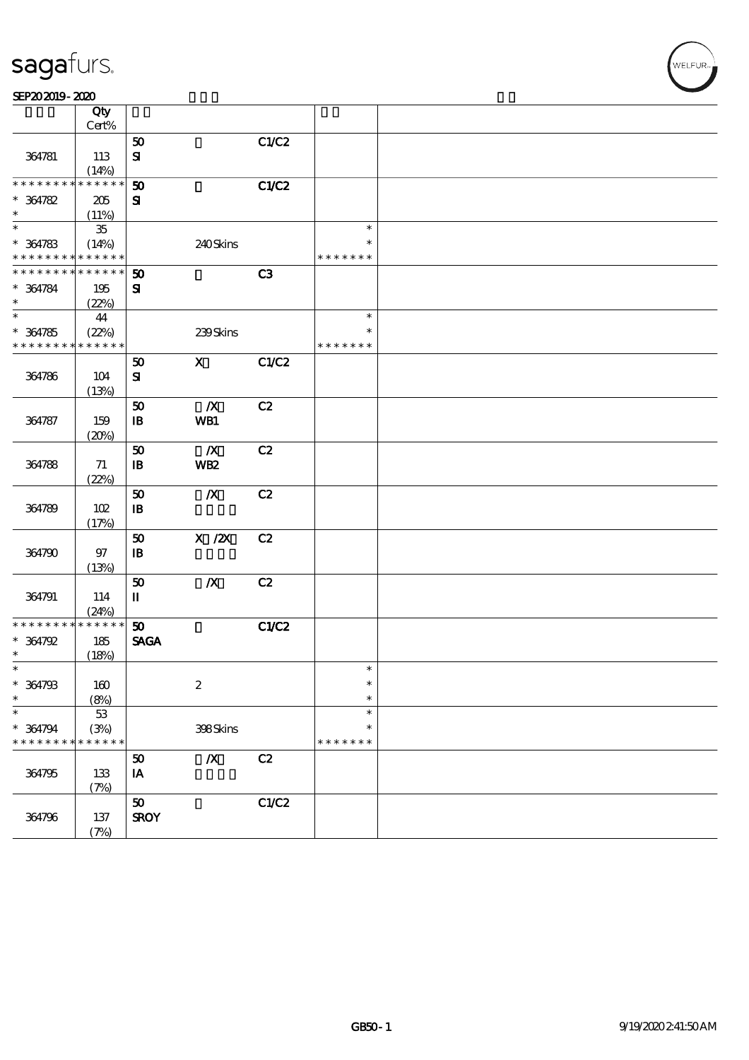sagafurs.

SEP20 2019 - 2020

| | Qty<br>Cert% | | | | | |
|---|---|---|---|---|---|---|
| 364781 | 113<br>(14%) | 50<br>SI | | C1/C2 | | |
| * * * * * * * * * * * * * *<br>* 364782<br>* | 205<br>(11%) | 50<br>SI | | C1/C2 | | |
| *<br>* 364783<br>* * * * * * * * * * * * * * | 35<br>(14%) | | 240 Skins | | *<br>*<br>* * * * * * * | |
| * * * * * * * * * * * * * *<br>* 364784<br>* | 195<br>(22%) | 50<br>SI | | C3 | | |
| *<br>* 364785<br>* * * * * * * * * * * * * * | 44<br>(22%) | | 239 Skins | | *<br>*<br>* * * * * * * | |
| 364786 | 104<br>(13%) | 50<br>SI | X | C1/C2 | | |
| 364787 | 159<br>(20%) | 50<br>IB | /X<br>WB1 | C2 | | |
| 364788 | 71<br>(22%) | 50<br>IB | /X<br>WB2 | C2 | | |
| 364789 | 102<br>(17%) | 50<br>IB | /X | C2 | | |
| 364790 | 97<br>(13%) | 50<br>IB | X /2X | C2 | | |
| 364791 | 114<br>(24%) | 50<br>II | /X | C2 | | |
| * * * * * * * * * * * * * *<br>* 364792<br>* | 185<br>(18%) | 50<br>SAGA | | C1/C2 | | |
| *<br>* 364793<br>* | 160<br>(8%) | | 2 | | *<br>*<br>* | |
| *<br>* 364794<br>* * * * * * * * * * * * * * | 53<br>(3%) | | 398 Skins | | *<br>*<br>* * * * * * * | |
| 364795 | 133<br>(7%) | 50<br>IA | /X | C2 | | |
| 364796 | 137<br>(7%) | 50<br>SROY | | C1/C2 | | |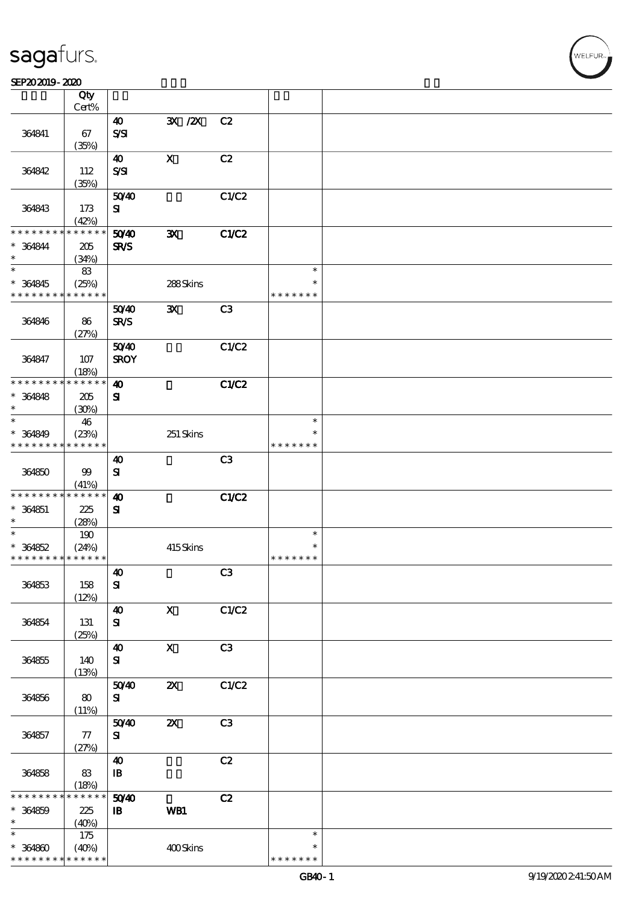| | Qty<br>Cert% | | | | | |
|---|---|---|---|---|---|---|
| 364841 | 67<br>(35%) | 40<br>S/SI | 3X /2X | C2 | | |
| 364842 | 112<br>(35%) | 40<br>S/SI | X | C2 | | |
| 364843 | 173<br>(42%) | 50/40<br>SI | | C1/C2 | | |
| * * * * * * * * * * * * * *<br>* 364844<br>* | * * * * * *<br>205<br>(34%) | 50/40<br>SR/S | 3X | C1/C2 | | |
| *<br>* 364845<br>* * * * * * * * * * * * * * | 83<br>(25%)<br>* * * * * * | | 288 Skins | | *<br>*<br>* * * * * * * | |
| 364846 | 86<br>(27%) | 50/40<br>SR/S | 3X | C3 | | |
| 364847 | 107<br>(18%) | 50/40<br>SROY | | C1/C2 | | |
| * * * * * * * * * * * * * *<br>* 364848<br>* | * * * * * *<br>205<br>(30%) | 40<br>SI | | C1/C2 | | |
| *<br>* 364849<br>* * * * * * * * * * * * * * | 46<br>(23%)<br>* * * * * * | | 251 Skins | | *<br>*<br>* * * * * * * | |
| 364850 | 99<br>(41%) | 40<br>SI | | C3 | | |
| * * * * * * * * * * * * * *<br>* 364851<br>* | * * * * * *<br>225<br>(28%) | 40<br>SI | | C1/C2 | | |
| *<br>* 364852<br>* * * * * * * * * * * * * * | 190<br>(24%)<br>* * * * * * | | 415 Skins | | *<br>*<br>* * * * * * * | |
| 364853 | 158<br>(12%) | 40<br>SI | | C3 | | |
| 364854 | 131<br>(25%) | 40<br>SI | X | C1/C2 | | |
| 364855 | 140<br>(13%) | 40<br>SI | X | C3 | | |
| 364856 | 80<br>(11%) | 50/40<br>SI | 2X | C1/C2 | | |
| 364857 | 77<br>(27%) | 50/40<br>SI | 2X | C3 | | |
| 364858 | 83<br>(18%) | 40<br>IB | | C2 | | |
| * * * * * * * * * * * * * *<br>* 364859<br>* | * * * * * *<br>225<br>(40%) | 50/40<br>IB | WB1 | C2 | | |
| *<br>* 364860<br>* * * * * * * * * * * * * * | 175<br>(40%)<br>* * * * * * | | 400 Skins | | *<br>*<br>* * * * * * * | |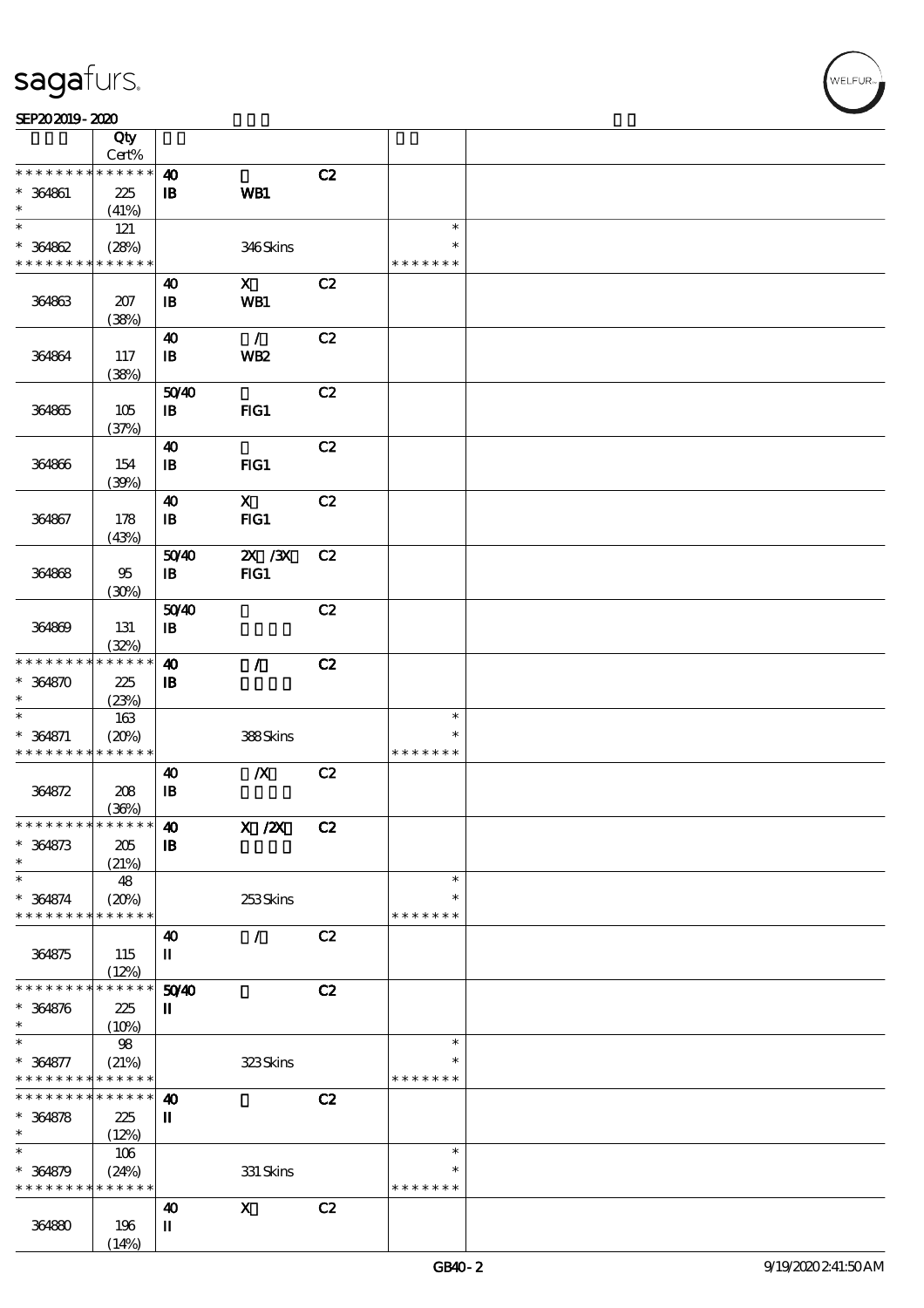| | Qty<br>Cert% | | | | | |
|---|---|---|---|---|---|---|
| * * * * * * * * * * * * * * | | 40 | | C2 | | |
| * 364861 | 225 | IB | WB1 | | | |
| * | (41%) | | | | | |
| * | 121 | | | | * | |
| * 364862 | (28%) | | 346 Skins | | * | |
| * * * * * * * * * * * * * * | | | | | * * * * * * * | |
| | | 40 | X | C2 | | |
| 364863 | 207 | IB | WB1 | | | |
| | (38%) | | | | | |
| | | 40 | / | C2 | | |
| 364864 | 117 | IB | WB2 | | | |
| | (38%) | | | | | |
| | | 50/40 | | C2 | | |
| 364865 | 105 | IB | FIG1 | | | |
| | (37%) | | | | | |
| | | 40 | | C2 | | |
| 364866 | 154 | IB | FIG1 | | | |
| | (39%) | | | | | |
| | | 40 | X | C2 | | |
| 364867 | 178 | IB | FIG1 | | | |
| | (43%) | | | | | |
| | | 50/40 | 2X /3X | C2 | | |
| 364868 | 95 | IB | FIG1 | | | |
| | (30%) | | | | | |
| | | 50/40 | | C2 | | |
| 364869 | 131 | IB | | | | |
| | (32%) | | | | | |
| * * * * * * * * * * * * * * | | 40 | / | C2 | | |
| * 364870 | 225 | IB | | | | |
| * | (23%) | | | | | |
| * | 163 | | | | * | |
| * 364871 | (20%) | | 388 Skins | | * | |
| * * * * * * * * * * * * * * | | | | | * * * * * * * | |
| | | 40 | /X | C2 | | |
| 364872 | 208 | IB | | | | |
| | (36%) | | | | | |
| * * * * * * * * * * * * * * | | 40 | X /2X | C2 | | |
| * 364873 | 205 | IB | | | | |
| * | (21%) | | | | | |
| * | 48 | | | | * | |
| * 364874 | (20%) | | 253 Skins | | * | |
| * * * * * * * * * * * * * * | | | | | * * * * * * * | |
| | | 40 | / | C2 | | |
| 364875 | 115 | II | | | | |
| | (12%) | | | | | |
| * * * * * * * * * * * * * * | | 50/40 | | C2 | | |
| * 364876 | 225 | II | | | | |
| * | (10%) | | | | | |
| * | 98 | | | | * | |
| * 364877 | (21%) | | 323 Skins | | * | |
| * * * * * * * * * * * * * * | | | | | * * * * * * * | |
| * * * * * * * * * * * * * * | | 40 | | C2 | | |
| * 364878 | 225 | II | | | | |
| * | (12%) | | | | | |
| * | 106 | | | | * | |
| * 364879 | (24%) | | 331 Skins | | * | |
| * * * * * * * * * * * * * * | | | | | * * * * * * * | |
| | | 40 | X | C2 | | |
| 364880 | 196 | II | | | | |
| | (14%) | | | | | |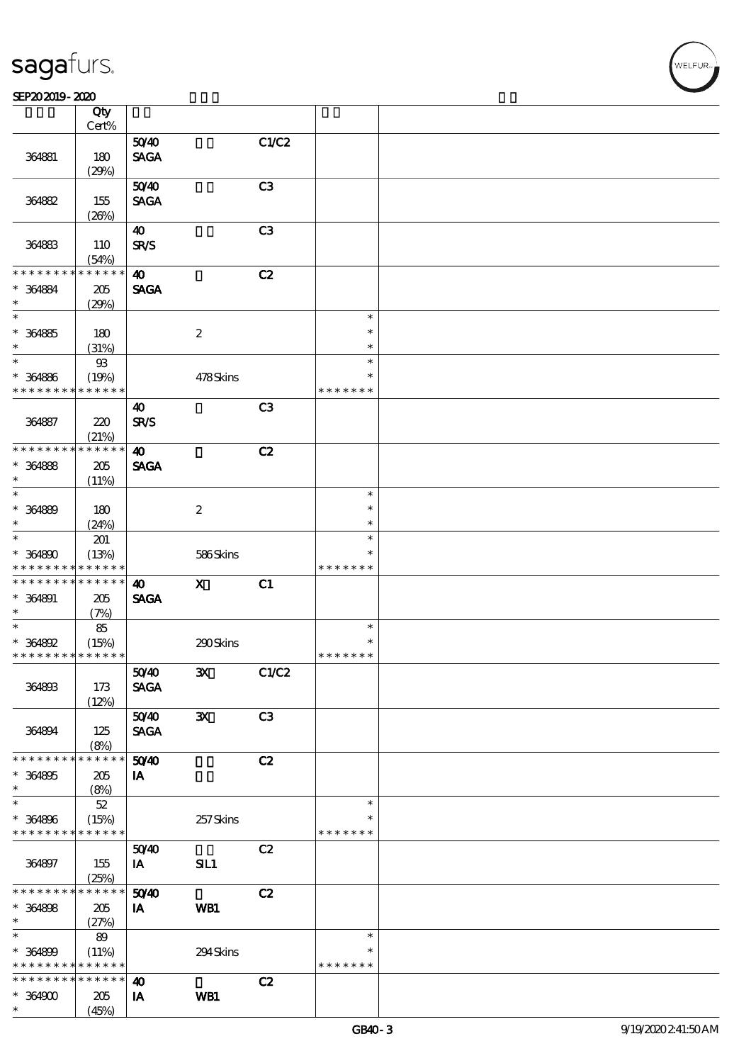| | Qty Cert% | | | | | |
|---|---|---|---|---|---|---|
| 364881 | 180 (29%) | 50/40 SAGA | | C1/C2 | | |
| 364882 | 155 (26%) | 50/40 SAGA | | C3 | | |
| 364883 | 110 (54%) | 40 SR/S | | C3 | | |
| * * * * * * * * * * * * * * * 364884 * | 205 (29%) | 40 SAGA | | C2 | | |
| * * 364885 * | 180 (31%) | | 2 | | * * * | |
| * * 364886 * * * * * * * * * * * * * * | 93 (19%) | | 478 Skins | | * * * * * * * * * | |
| 364887 | 220 (21%) | 40 SR/S | | C3 | | |
| * * * * * * * * * * * * * * * 364888 * | 205 (11%) | 40 SAGA | | C2 | | |
| * * 364889 * | 180 (24%) | | 2 | | * * * | |
| * * 364890 * * * * * * * * * * * * * * | 201 (13%) | | 586 Skins | | * * * * * * * * * | |
| * * * * * * * * * * * * * * * 364891 * | 205 (7%) | 40 SAGA | X | C1 | | |
| * * 364892 * * * * * * * * * * * * * * | 85 (15%) | | 290 Skins | | * * * * * * * * | |
| 364893 | 173 (12%) | 50/40 SAGA | 3X | C1/C2 | | |
| 364894 | 125 (8%) | 50/40 SAGA | 3X | C3 | | |
| * * * * * * * * * * * * * * * 364895 * | 205 (8%) | 50/40 IA | | C2 | | |
| * * 364896 * * * * * * * * * * * * * * | 52 (15%) | | 257 Skins | | * * * * * * * * | |
| 364897 | 155 (25%) | 50/40 IA | SIL1 | C2 | | |
| * * * * * * * * * * * * * * * 364898 * | 205 (27%) | 50/40 IA | WB1 | C2 | | |
| * * 364899 * * * * * * * * * * * * * * | 89 (11%) | | 294 Skins | | * * * * * * * * | |
| * * * * * * * * * * * * * * * 364900 * | 205 (45%) | 40 IA | WB1 | C2 | | |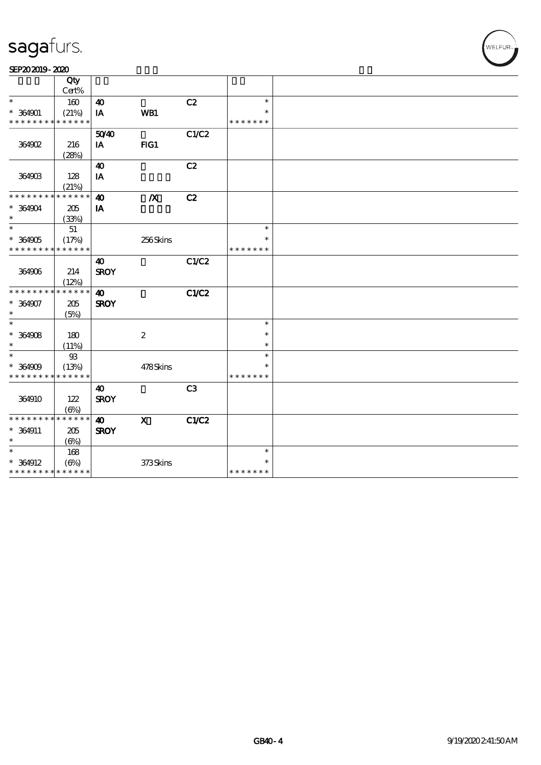| | Qty Cert% | | | | | |
|---|---|---|---|---|---|---|
| * | 160 | 40 | | C2 | * | |
| * 364901 | (21%) | IA | WB1 | | * | |
| * * * * * * * * * * * * * * | | | | | * * * * * * * | |
| | | 50/40 | | C1/C2 | | |
| 364902 | 216 | IA | FIG1 | | | |
| | (28%) | | | | | |
| | | 40 | | C2 | | |
| 364903 | 128 | IA | | | | |
| | (21%) | | | | | |
| * * * * * * * * * * * * * * | | 40 | /X | C2 | | |
| * 364904 | 205 | IA | | | | |
| * | (33%) | | | | | |
| * | 51 | | | | * | |
| * 364905 | (17%) | | 256 Skins | | * | |
| * * * * * * * * * * * * * * | | | | | * * * * * * * | |
| | | 40 | | C1/C2 | | |
| 364906 | 214 | SROY | | | | |
| | (12%) | | | | | |
| * * * * * * * * * * * * * * | | 40 | | C1/C2 | | |
| * 364907 | 205 | SROY | | | | |
| * | (5%) | | | | | |
| * | | | | | * | |
| * 364908 | 180 | | 2 | | * | |
| * | (11%) | | | | * | |
| * | 93 | | | | * | |
| * 364909 | (13%) | | 478 Skins | | * | |
| * * * * * * * * * * * * * * | | | | | * * * * * * * | |
| | | 40 | | C3 | | |
| 364910 | 122 | SROY | | | | |
| | (6%) | | | | | |
| * * * * * * * * * * * * * * | | 40 | X | C1/C2 | | |
| * 364911 | 205 | SROY | | | | |
| * | (6%) | | | | | |
| * | 168 | | | | * | |
| * 364912 | (6%) | | 373 Skins | | * | |
| * * * * * * * * * * * * * * | | | | | * * * * * * * | |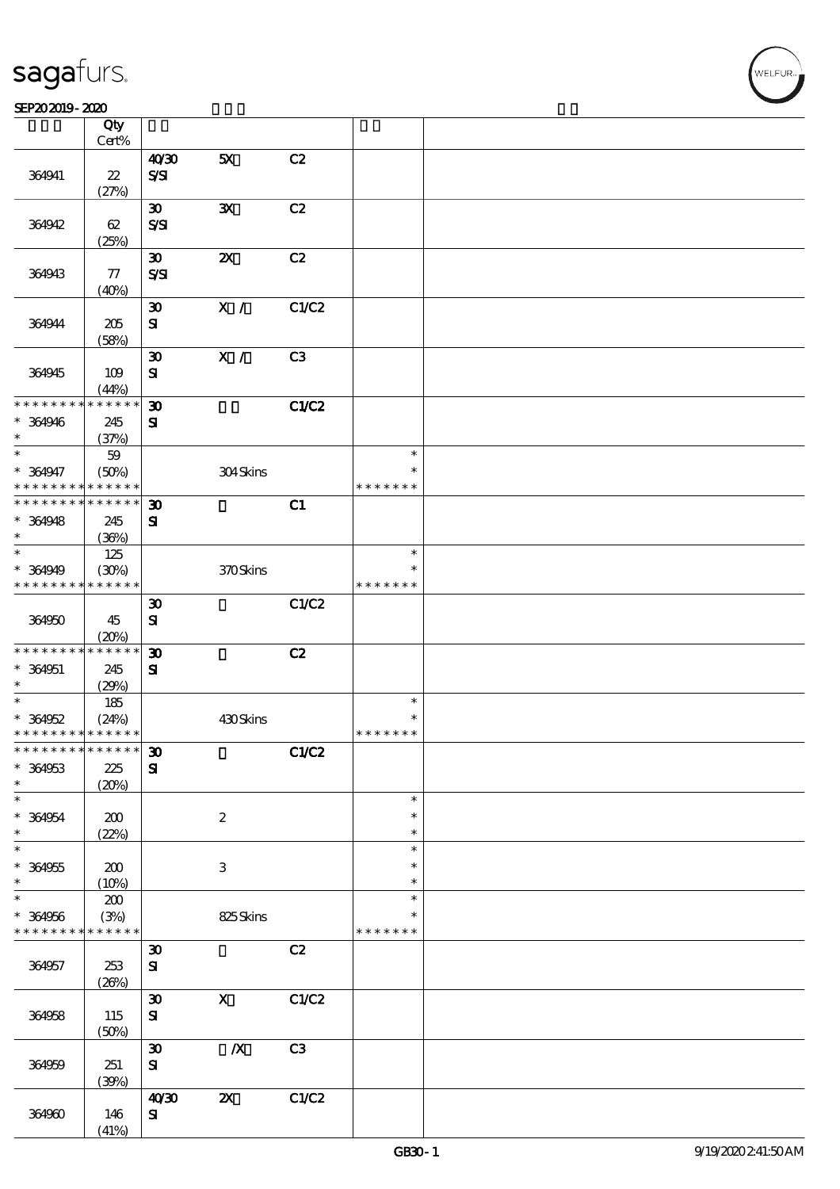| | Qty<br>Cert% | | | | | |
|---|---|---|---|---|---|---|
| 364941 | 22<br>(27%) | 40/30<br>S/SI | 5X | C2 | | |
| 364942 | 62<br>(25%) | 30<br>S/SI | 3X | C2 | | |
| 364943 | 77<br>(40%) | 30<br>S/SI | 2X | C2 | | |
| 364944 | 205<br>(58%) | 30<br>SI | X / | C1/C2 | | |
| 364945 | 109<br>(44%) | 30<br>SI | X / | C3 | | |
| * * * * * * * * * * * * * *<br>* 364946<br>* | 245<br>(37%) | 30<br>SI | | C1/C2 | | |
| *<br>* 364947<br>* * * * * * * * * * * * * * | 59<br>(50%) | | 304 Skins | | *<br>*<br>* * * * * * * | |
| * * * * * * * * * * * * * *<br>* 364948<br>* | 245<br>(36%) | 30<br>SI | | C1 | | |
| *<br>* 364949<br>* * * * * * * * * * * * * * | 125<br>(30%) | | 370 Skins | | *<br>*<br>* * * * * * * | |
| 364950 | 45<br>(20%) | 30<br>SI | | C1/C2 | | |
| * * * * * * * * * * * * * *<br>* 364951<br>* | 245<br>(29%) | 30<br>SI | | C2 | | |
| *<br>* 364952<br>* * * * * * * * * * * * * * | 185<br>(24%) | | 430 Skins | | *<br>*<br>* * * * * * * | |
| * * * * * * * * * * * * * *<br>* 364953<br>* | 225<br>(20%) | 30<br>SI | | C1/C2 | | |
| *<br>* 364954<br>* | 200<br>(22%) | | 2 | | *<br>*<br>* | |
| *<br>* 364955<br>* | 200<br>(10%) | | 3 | | *<br>*<br>* | |
| *<br>* 364956<br>* * * * * * * * * * * * * * | 200<br>(3%) | | 825 Skins | | *<br>*<br>* * * * * * * | |
| 364957 | 253<br>(26%) | 30<br>SI | | C2 | | |
| 364958 | 115<br>(50%) | 30<br>SI | X | C1/C2 | | |
| 364959 | 251<br>(39%) | 30<br>SI | /X | C3 | | |
| 364960 | 146<br>(41%) | 40/30<br>SI | 2X | C1/C2 | | |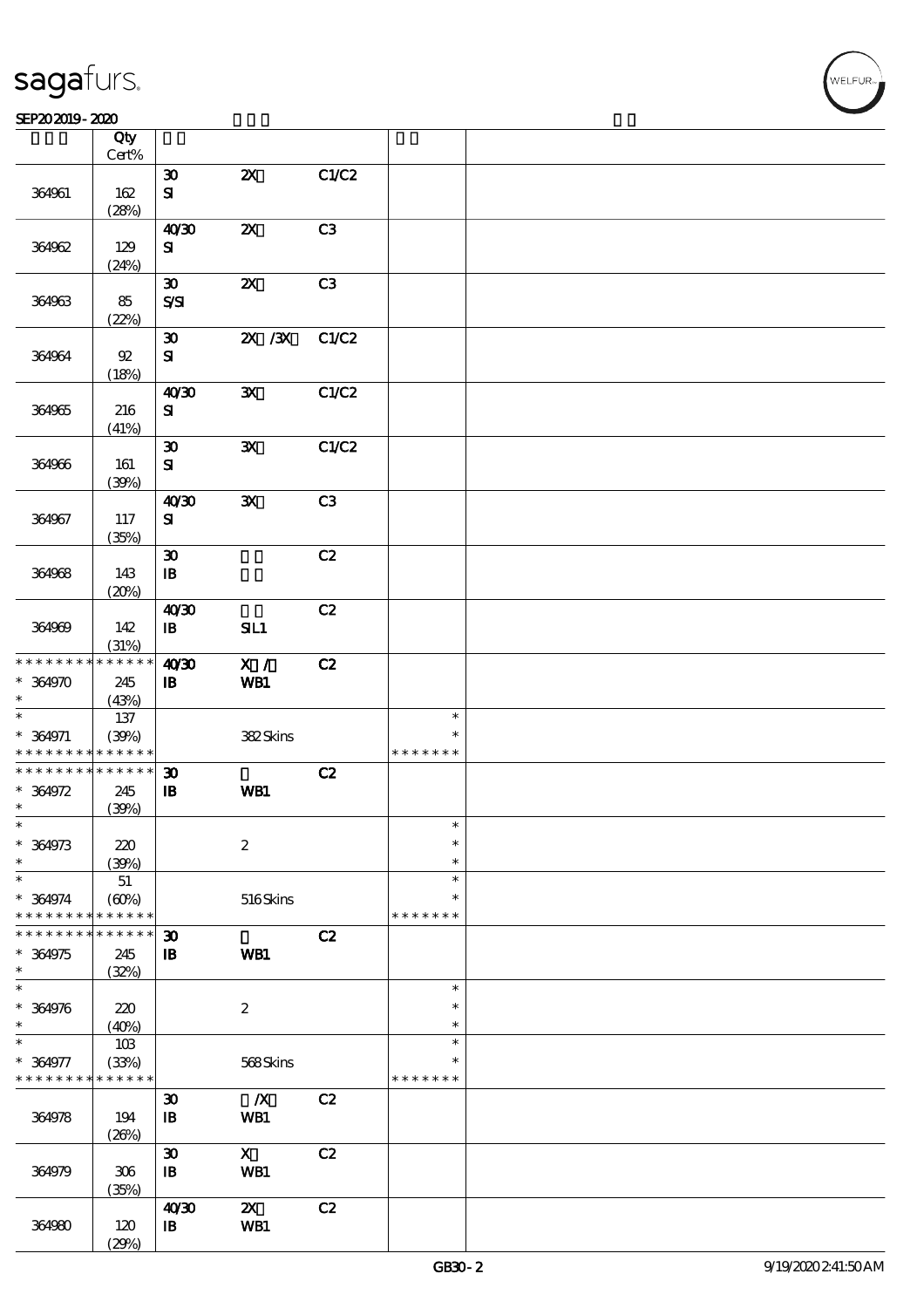| | Qty Cert% | | | | | |
|---|---|---|---|---|---|---|
| 364961 | 162 (28%) | 30 SI | 2X | C1/C2 | | |
| 364962 | 129 (24%) | 40/30 SI | 2X | C3 | | |
| 364963 | 85 (22%) | 30 S/SI | 2X | C3 | | |
| 364964 | 92 (18%) | 30 SI | 2X /3X | C1/C2 | | |
| 364965 | 216 (41%) | 40/30 SI | 3X | C1/C2 | | |
| 364966 | 161 (39%) | 30 SI | 3X | C1/C2 | | |
| 364967 | 117 (35%) | 40/30 SI | 3X | C3 | | |
| 364968 | 143 (20%) | 30 IB | | C2 | | |
| 364969 | 142 (31%) | 40/30 IB | SIL1 | C2 | | |
| * * * * * * * * * * * * * * 364970 * | 245 (43%) | 40/30 IB | X / WB1 | C2 | | |
| * * 364971 * * * * * * * * * * * * * | 137 (39%) | | 382 Skins | | * * * * * * * * * | |
| * * * * * * * * * * * * * * 364972 * | 245 (39%) | 30 IB | WB1 | C2 | | |
| * * 364973 * | 220 (39%) | | 2 | | * * * | |
| * * 364974 * * * * * * * * * * * * * | 51 (60%) | | 516 Skins | | * * * * * * * * * | |
| * * * * * * * * * * * * * * 364975 * | 245 (32%) | 30 IB | WB1 | C2 | | |
| * * 364976 * | 220 (40%) | | 2 | | * * * | |
| * * 364977 * * * * * * * * * * * * * | 103 (33%) | | 568 Skins | | * * * * * * * * * | |
| 364978 | 194 (26%) | 30 IB | /X WB1 | C2 | | |
| 364979 | 306 (35%) | 30 IB | X WB1 | C2 | | |
| 364980 | 120 (29%) | 40/30 IB | 2X WB1 | C2 | | |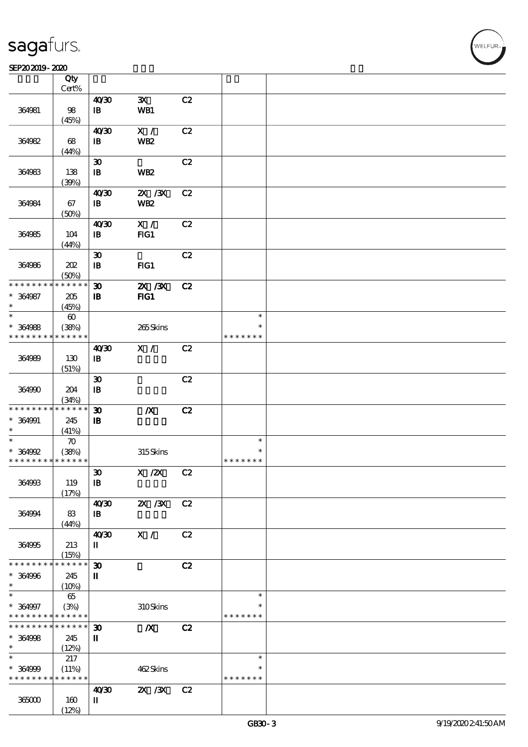| | Qty<br>Cert% | | | | | |
|---|---|---|---|---|---|---|
| 364981 | 98<br>(45%) | 40/30<br>IB | 3X<br>WB1 | C2 | | |
| 364982 | 68<br>(44%) | 40/30<br>IB | X /<br>WB2 | C2 | | |
| 364983 | 138<br>(39%) | 30<br>IB | <br>WB2 | C2 | | |
| 364984 | 67<br>(50%) | 40/30<br>IB | 2X /3X<br>WB2 | C2 | | |
| 364985 | 104<br>(44%) | 40/30<br>IB | X /<br>FIG1 | C2 | | |
| 364986 | 202<br>(50%) | 30<br>IB | <br>FIG1 | C2 | | |
| * * * * * * * * * * * * * *<br>* 364987<br>* | 205<br>(45%) | 30<br>IB | 2X /3X<br>FIG1 | C2 | | |
| *<br>* 364988<br>* * * * * * * * * * * * * * | 60<br>(38%) | | 265 Skins | | *<br>*<br>* * * * * * * | |
| 364989 | 130<br>(51%) | 40/30<br>IB | X / | C2 | | |
| 364990 | 204<br>(34%) | 30<br>IB | | C2 | | |
| * * * * * * * * * * * * * *<br>* 364991<br>* | 245<br>(41%) | 30<br>IB | /X | C2 | | |
| *<br>* 364992<br>* * * * * * * * * * * * * * | 70<br>(38%) | | 315 Skins | | *<br>*<br>* * * * * * * | |
| 364993 | 119<br>(17%) | 30<br>IB | X /2X | C2 | | |
| 364994 | 83<br>(44%) | 40/30<br>IB | 2X /3X | C2 | | |
| 364995 | 213<br>(15%) | 40/30<br>II | X / | C2 | | |
| * * * * * * * * * * * * * *<br>* 364996<br>* | 245<br>(10%) | 30<br>II | | C2 | | |
| *<br>* 364997<br>* * * * * * * * * * * * * * | 65<br>(3%) | | 310 Skins | | *<br>*<br>* * * * * * * | |
| * * * * * * * * * * * * * *<br>* 364998<br>* | 245<br>(12%) | 30<br>II | /X | C2 | | |
| *<br>* 364999<br>* * * * * * * * * * * * * * | 217<br>(11%) | | 462 Skins | | *<br>*<br>* * * * * * * | |
| 365000 | 160<br>(12%) | 40/30<br>II | 2X /3X | C2 | | |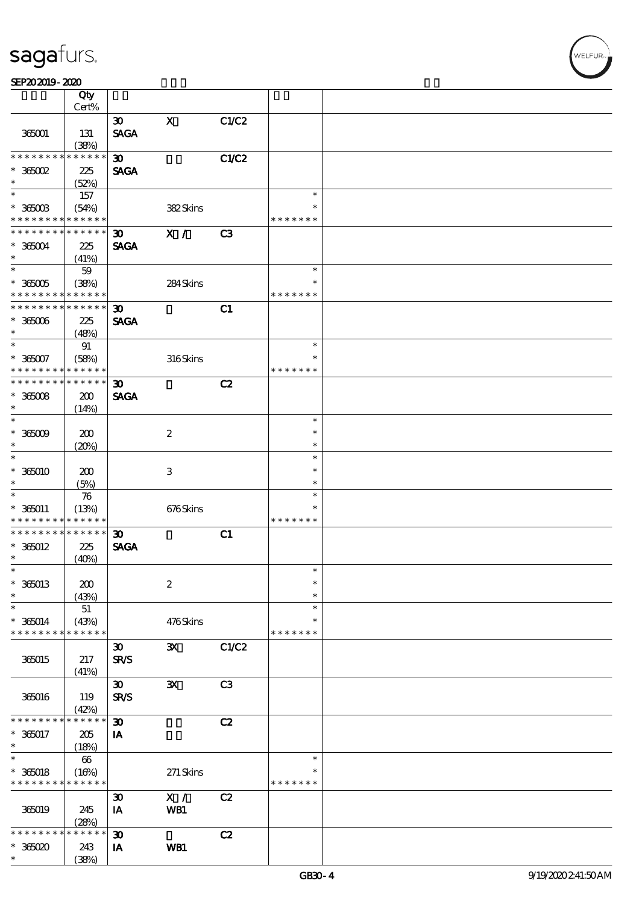| | Qty Cert% | | | | | |
|---|---|---|---|---|---|---|
| 365001 | 131 (38%) | 30 SAGA | X | C1/C2 | | |
| * * * * * * * * * * * * * * * 365002 * | 225 (52%) | 30 SAGA | | C1/C2 | | |
| * * 365003 * * * * * * * * * * * * * | 157 (54%) | | 382 Skins | | * * * * * * * * * | |
| * * * * * * * * * * * * * * * 365004 * | 225 (41%) | 30 SAGA | X / | C3 | | |
| * * 365005 * * * * * * * * * * * * * | 59 (38%) | | 284 Skins | | * * * * * * * * * | |
| * * * * * * * * * * * * * * * 365006 * | 225 (48%) | 30 SAGA | | C1 | | |
| * * 365007 * * * * * * * * * * * * * | 91 (58%) | | 316 Skins | | * * * * * * * * * | |
| * * * * * * * * * * * * * * * 365008 * | 200 (14%) | 30 SAGA | | C2 | | |
| * * 365009 * | 200 (20%) | | 2 | | * * * | |
| * * 365010 * | 200 (5%) | | 3 | | * * * | |
| * * 365011 * * * * * * * * * * * * * | 76 (13%) | | 676 Skins | | * * * * * * * * * | |
| * * * * * * * * * * * * * * * 365012 * | 225 (40%) | 30 SAGA | | C1 | | |
| * * 365013 * | 200 (43%) | | 2 | | * * * | |
| * * 365014 * * * * * * * * * * * * * | 51 (43%) | | 476 Skins | | * * * * * * * * * | |
| 365015 | 217 (41%) | 30 SR/S | 3X | C1/C2 | | |
| 365016 | 119 (42%) | 30 SR/S | 3X | C3 | | |
| * * * * * * * * * * * * * * * 365017 * | 205 (18%) | 30 IA | | C2 | | |
| * * 365018 * * * * * * * * * * * * * | 66 (16%) | | 271 Skins | | * * * * * * * * * | |
| 365019 | 245 (28%) | 30 IA | X / WB1 | C2 | | |
| * * * * * * * * * * * * * * * 365020 * | 243 (38%) | 30 IA | WB1 | C2 | | |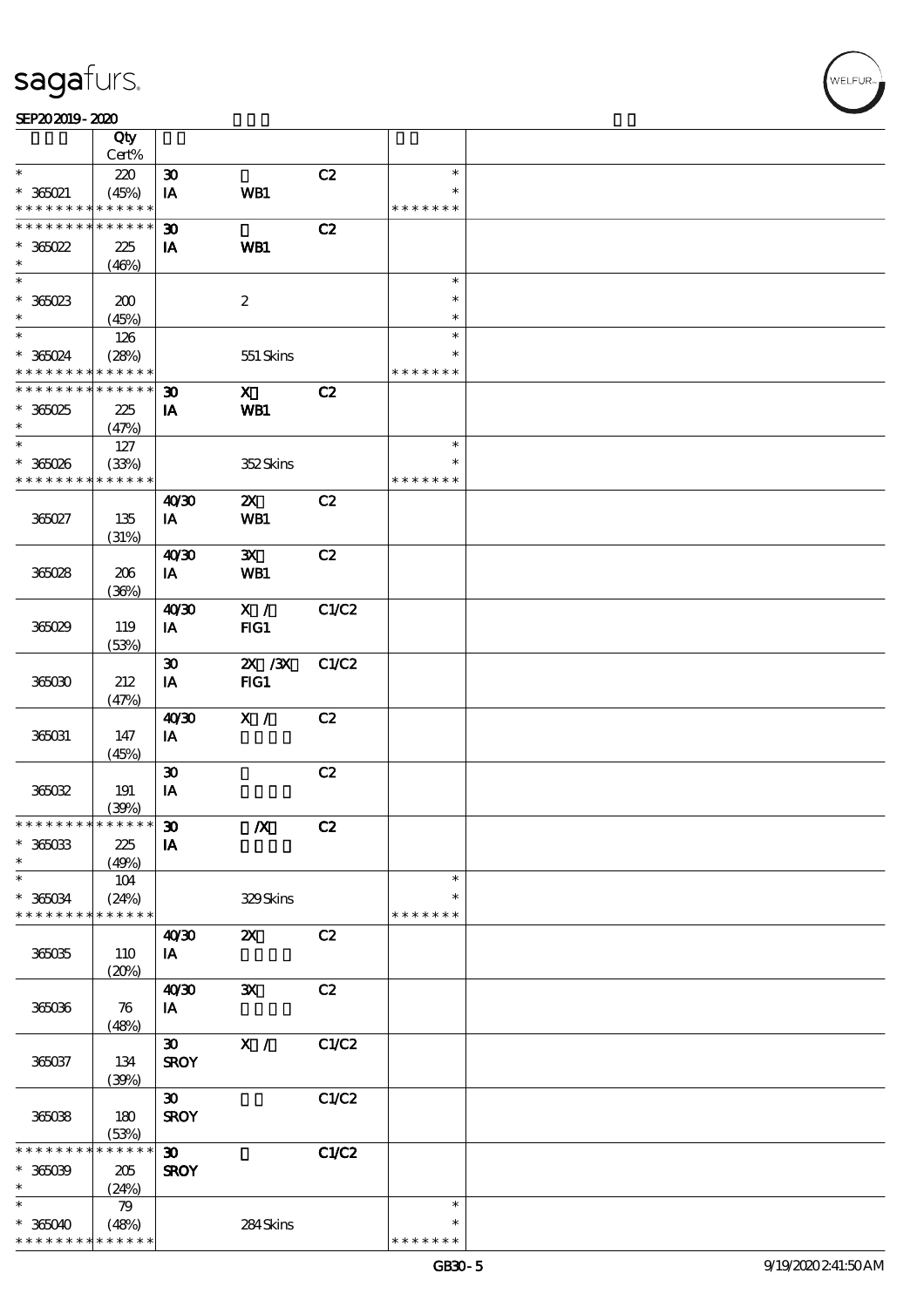# sagafurs.

SEP20 2019 - 2020

| | Qty Cert% | | | | | |
|---|---|---|---|---|---|---|
| * | 220 | 30 | | C2 | * | |
| * 365021 | (45%) | IA | WB1 | | * | |
| * * * * * * * * * * * * * * | | | | | * * * * * * * | |
| * * * * * * * * * * * * * * | | 30 | | C2 | | |
| * 365022 | 225 | IA | WB1 | | | |
| * | (46%) | | | | | |
| * | | | | | * | |
| * 365023 | 200 | | 2 | | * | |
| * | (45%) | | | | * | |
| * | 126 | | | | * | |
| * 365024 | (28%) | | 551 Skins | | * | |
| * * * * * * * * * * * * * * | | | | | * * * * * * * | |
| * * * * * * * * * * * * * * | | 30 | X | C2 | | |
| * 365025 | 225 | IA | WB1 | | | |
| * | (47%) | | | | | |
| * | 127 | | | | * | |
| * 365026 | (33%) | | 352 Skins | | * | |
| * * * * * * * * * * * * * * | | | | | * * * * * * * | |
| | | 40/30 | 2X | C2 | | |
| 365027 | 135 (31%) | IA | WB1 | | | |
| | | 40/30 | 3X | C2 | | |
| 365028 | 206 (36%) | IA | WB1 | | | |
| | | 40/30 | X / | C1/C2 | | |
| 365029 | 119 (53%) | IA | FIG1 | | | |
| | | 30 | 2X /3X | C1/C2 | | |
| 365030 | 212 (47%) | IA | FIG1 | | | |
| | | 40/30 | X / | C2 | | |
| 365031 | 147 (45%) | IA | | | | |
| | | 30 | | C2 | | |
| 365032 | 191 (39%) | IA | | | | |
| * * * * * * * * * * * * * * | | 30 | /X | C2 | | |
| * 365033 | 225 | IA | | | | |
| * | (49%) | | | | | |
| * | 104 | | | | * | |
| * 365034 | (24%) | | 329 Skins | | * | |
| * * * * * * * * * * * * * * | | | | | * * * * * * * | |
| | | 40/30 | 2X | C2 | | |
| 365035 | 110 (20%) | IA | | | | |
| | | 40/30 | 3X | C2 | | |
| 365036 | 76 (48%) | IA | | | | |
| | | 30 | X / | C1/C2 | | |
| 365037 | 134 (39%) | SROY | | | | |
| | | 30 | | C1/C2 | | |
| 365038 | 180 (53%) | SROY | | | | |
| * * * * * * * * * * * * * * | | 30 | | C1/C2 | | |
| * 365039 | 205 | SROY | | | | |
| * | (24%) | | | | | |
| * | 79 | | | | * | |
| * 365040 | (48%) | | 284 Skins | | * | |
| * * * * * * * * * * * * * * | | | | | * * * * * * * | |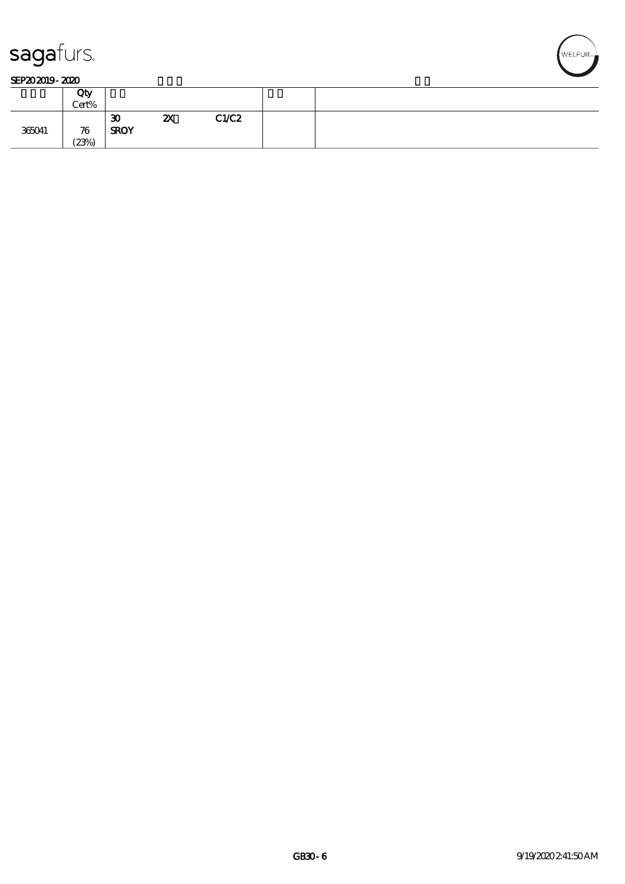sagafurs.

SEP20 2019 - 2020

| | Qty Cert% | | | | | |
|---|---|---|---|---|---|---|
| 365041 | 76 (23%) | 30 SROY | 2X | C1/C2 | | |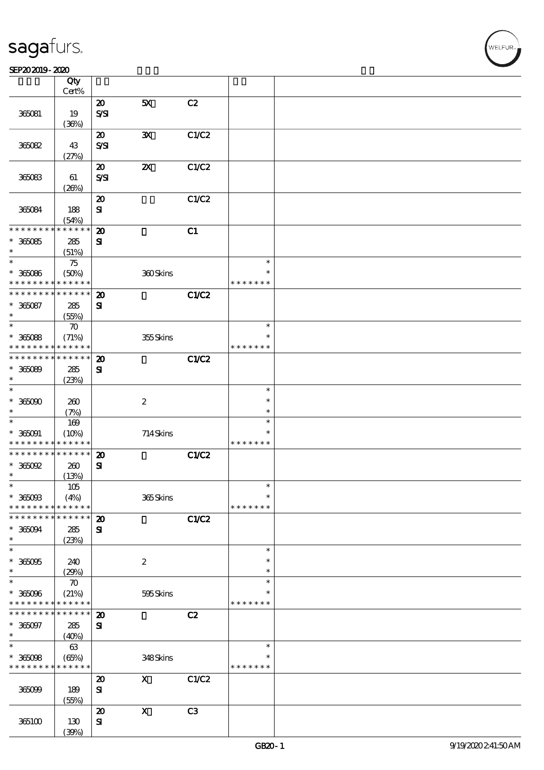| | Qty Cert% | | | | | |
|---|---|---|---|---|---|---|
| 365081 | 19 (36%) | 20 S/SI | 5X | C2 | | |
| 365082 | 43 (27%) | 20 S/SI | 3X | C1/C2 | | |
| 365083 | 61 (26%) | 20 S/SI | 2X | C1/C2 | | |
| 365084 | 188 (54%) | 20 SI | | C1/C2 | | |
| * * * * * * * * * * * * * * 365085 * | 285 (51%) | 20 SI | | C1 | | |
| * * 365086 * * * * * * * * * * * * * | 75 (50%) | | 360 Skins | | * * * * * * * * * | |
| * * * * * * * * * * * * * * 365087 * | 285 (55%) | 20 SI | | C1/C2 | | |
| * * 365088 * * * * * * * * * * * * * | 70 (71%) | | 355 Skins | | * * * * * * * * * | |
| * * * * * * * * * * * * * * 365089 * | 285 (23%) | 20 SI | | C1/C2 | | |
| * * 365090 * | 260 (7%) | | 2 | | * * * | |
| * * 365091 * * * * * * * * * * * * * | 169 (10%) | | 714 Skins | | * * * * * * * * * | |
| * * * * * * * * * * * * * * 365092 * | 260 (13%) | 20 SI | | C1/C2 | | |
| * * 365093 * * * * * * * * * * * * * | 105 (4%) | | 365 Skins | | * * * * * * * * * | |
| * * * * * * * * * * * * * * 365094 * | 285 (23%) | 20 SI | | C1/C2 | | |
| * * 365095 * | 240 (29%) | | 2 | | * * * | |
| * * 365096 * * * * * * * * * * * * * | 70 (21%) | | 595 Skins | | * * * * * * * * * | |
| * * * * * * * * * * * * * * 365097 * | 285 (40%) | 20 SI | | C2 | | |
| * * 365098 * * * * * * * * * * * * * | 63 (65%) | | 348 Skins | | * * * * * * * * * | |
| 365099 | 189 (55%) | 20 SI | X | C1/C2 | | |
| 365100 | 130 (39%) | 20 SI | X | C3 | | |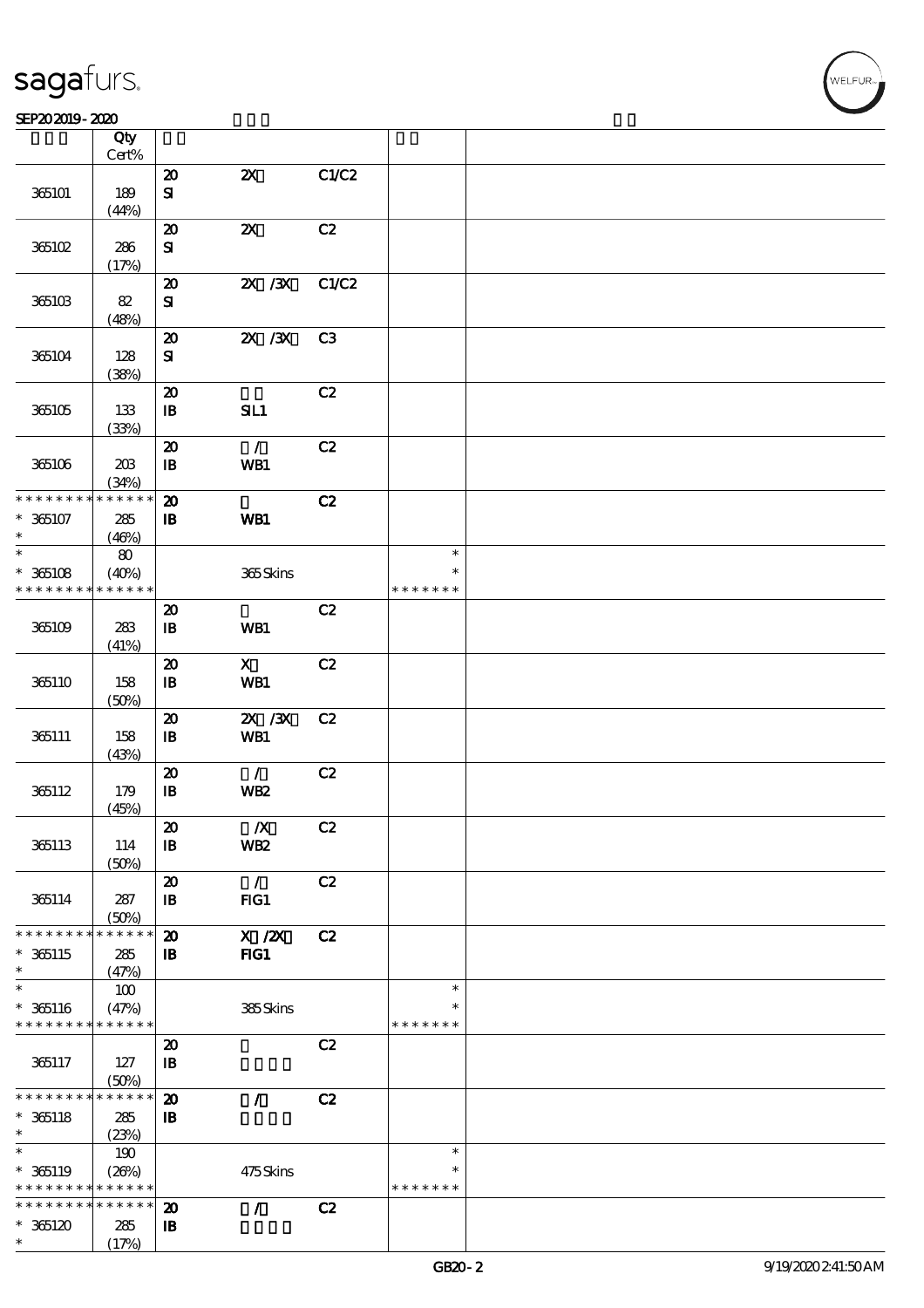| | Qty Cert% | | | | | |
|---|---|---|---|---|---|---|
| 365101 | 189 (44%) | 20 SI | 2X | C1/C2 | | |
| 365102 | 286 (17%) | 20 SI | 2X | C2 | | |
| 365103 | 82 (48%) | 20 SI | 2X /3X | C1/C2 | | |
| 365104 | 128 (38%) | 20 SI | 2X /3X | C3 | | |
| 365105 | 133 (33%) | 20 IB | SIL1 | C2 | | |
| 365106 | 203 (34%) | 20 IB | / WB1 | C2 | | |
| * * * * * * * * * * * * * * 365107 * | 285 (46%) | 20 IB | WB1 | C2 | | |
| * * 365108 * * * * * * * * * * * * * | 80 (40%) | | 365 Skins | | * * * * * * * * * | |
| 365109 | 283 (41%) | 20 IB | WB1 | C2 | | |
| 365110 | 158 (50%) | 20 IB | X WB1 | C2 | | |
| 365111 | 158 (43%) | 20 IB | 2X /3X WB1 | C2 | | |
| 365112 | 179 (45%) | 20 IB | / WB2 | C2 | | |
| 365113 | 114 (50%) | 20 IB | /X WB2 | C2 | | |
| 365114 | 287 (50%) | 20 IB | / FIG1 | C2 | | |
| * * * * * * * * * * * * * * 365115 * | 285 (47%) | 20 IB | X /2X FIG1 | C2 | | |
| * * 365116 * * * * * * * * * * * * * | 100 (47%) | | 385 Skins | | * * * * * * * * * | |
| 365117 | 127 (50%) | 20 IB | | C2 | | |
| * * * * * * * * * * * * * * 365118 * | 285 (23%) | 20 IB | / | C2 | | |
| * * 365119 * * * * * * * * * * * * * | 190 (26%) | | 475 Skins | | * * * * * * * * * | |
| * * * * * * * * * * * * * * 365120 * | 285 (17%) | 20 IB | / | C2 | | |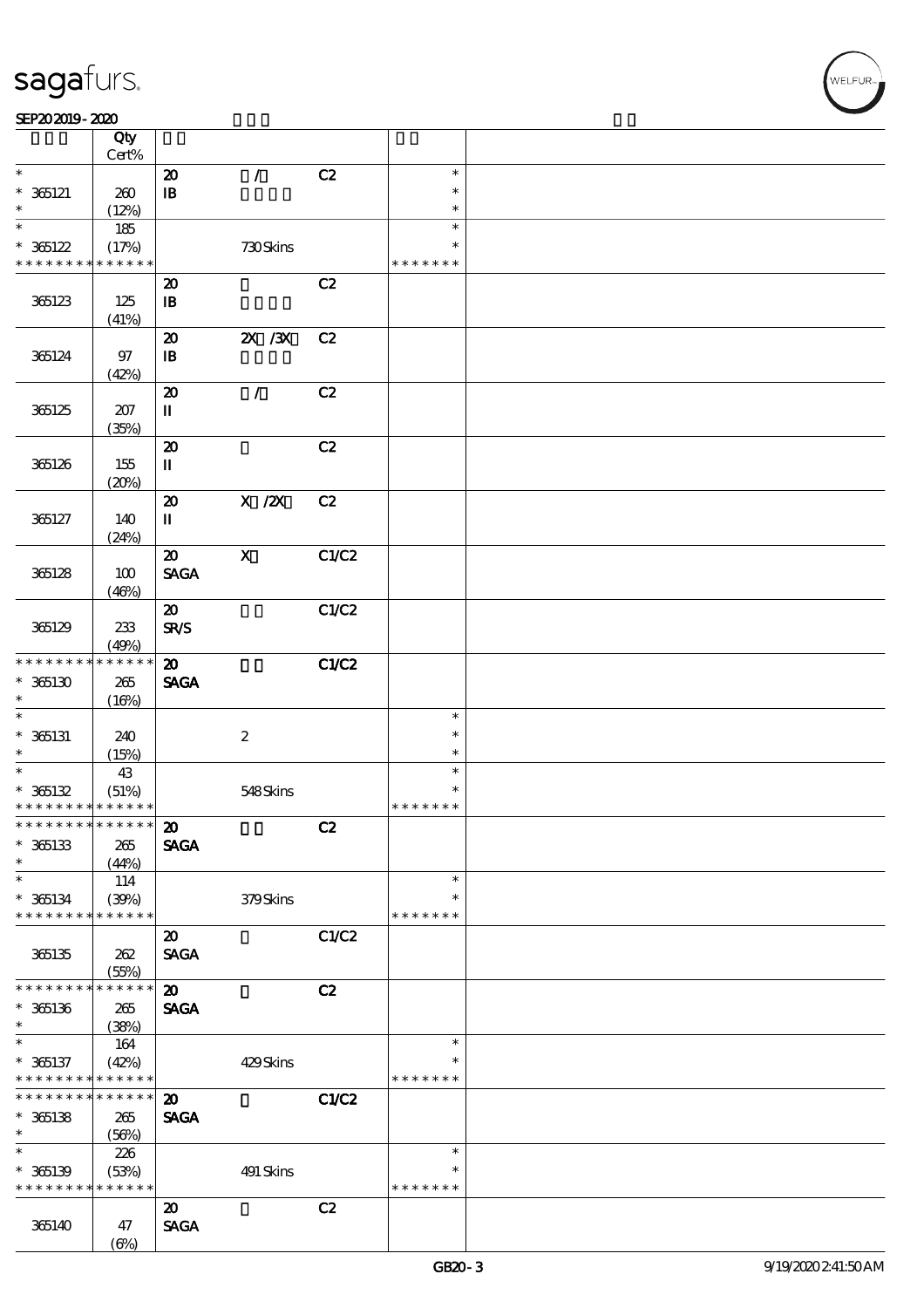| | Qty Cert% | | | | | |
|---|---|---|---|---|---|---|
| * 365121 * | 260 (12%) | 20 IB | / | C2 | * * * | |
| * 365122 * * * * * * * * * * * * * * | 185 (17%) | | 730 Skins | | * * * * * * * * * | |
| 365123 | 125 (41%) | 20 IB | | C2 | | |
| 365124 | 97 (42%) | 20 IB | 2X /3X | C2 | | |
| 365125 | 207 (35%) | 20 II | / | C2 | | |
| 365126 | 155 (20%) | 20 II | | C2 | | |
| 365127 | 140 (24%) | 20 II | X /2X | C2 | | |
| 365128 | 100 (46%) | 20 SAGA | X | C1/C2 | | |
| 365129 | 233 (49%) | 20 SR/S | | C1/C2 | | |
| * * * * * * * * * * * * * * 365130 * | 265 (16%) | 20 SAGA | | C1/C2 | | |
| * 365131 * | 240 (15%) | | 2 | | * * * | |
| * 365132 * * * * * * * * * * * * * * | 43 (51%) | | 548 Skins | | * * * * * * * * * | |
| * * * * * * * * * * * * * * 365133 * | 265 (44%) | 20 SAGA | | C2 | | |
| * 365134 * * * * * * * * * * * * * * | 114 (39%) | | 379 Skins | | * * * * * * * * * | |
| 365135 | 262 (55%) | 20 SAGA | | C1/C2 | | |
| * * * * * * * * * * * * * * 365136 * | 265 (38%) | 20 SAGA | | C2 | | |
| * 365137 * * * * * * * * * * * * * * | 164 (42%) | | 429 Skins | | * * * * * * * * * | |
| * * * * * * * * * * * * * * 365138 * | 265 (56%) | 20 SAGA | | C1/C2 | | |
| * 365139 * * * * * * * * * * * * * * | 226 (53%) | | 491 Skins | | * * * * * * * * * | |
| 365140 | 47 (6%) | 20 SAGA | | C2 | | |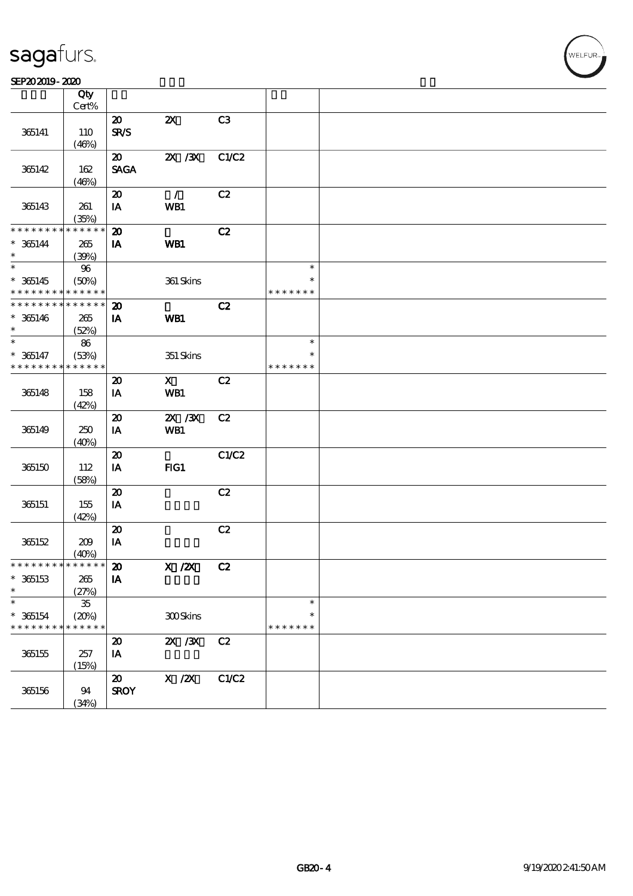| | Qty<br>Cert% | | | | | |
|---|---|---|---|---|---|---|
| 365141 | 110<br>(46%) | 20<br>SR/S | 2X | C3 | | |
| 365142 | 162<br>(46%) | 20<br>SAGA | 2X /3X | C1/C2 | | |
| 365143 | 261<br>(35%) | 20<br>IA | /<br>WB1 | C2 | | |
| * * * * * * * * * * * * * *<br>* 365144<br>* | 265<br>(39%) | 20<br>IA | WB1 | C2 | | |
| *<br>* 365145<br>* * * * * * * * * * * * * * | 96<br>(50%) | | 361 Skins | | *<br>*<br>* * * * * * * | |
| * * * * * * * * * * * * * *<br>* 365146<br>* | 265<br>(52%) | 20<br>IA | WB1 | C2 | | |
| *<br>* 365147<br>* * * * * * * * * * * * * * | 86<br>(53%) | | 351 Skins | | *<br>*<br>* * * * * * * | |
| 365148 | 158<br>(42%) | 20<br>IA | X<br>WB1 | C2 | | |
| 365149 | 250<br>(40%) | 20<br>IA | 2X /3X<br>WB1 | C2 | | |
| 365150 | 112<br>(58%) | 20<br>IA | FIG1 | C1/C2 | | |
| 365151 | 155<br>(42%) | 20<br>IA | | C2 | | |
| 365152 | 209<br>(40%) | 20<br>IA | | C2 | | |
| * * * * * * * * * * * * * *<br>* 365153<br>* | 265<br>(27%) | 20<br>IA | X /2X | C2 | | |
| *<br>* 365154<br>* * * * * * * * * * * * * * | 35<br>(20%) | | 300 Skins | | *<br>*<br>* * * * * * * | |
| 365155 | 257<br>(15%) | 20<br>IA | 2X /3X | C2 | | |
| 365156 | 94<br>(34%) | 20<br>SROY | X /2X | C1/C2 | | |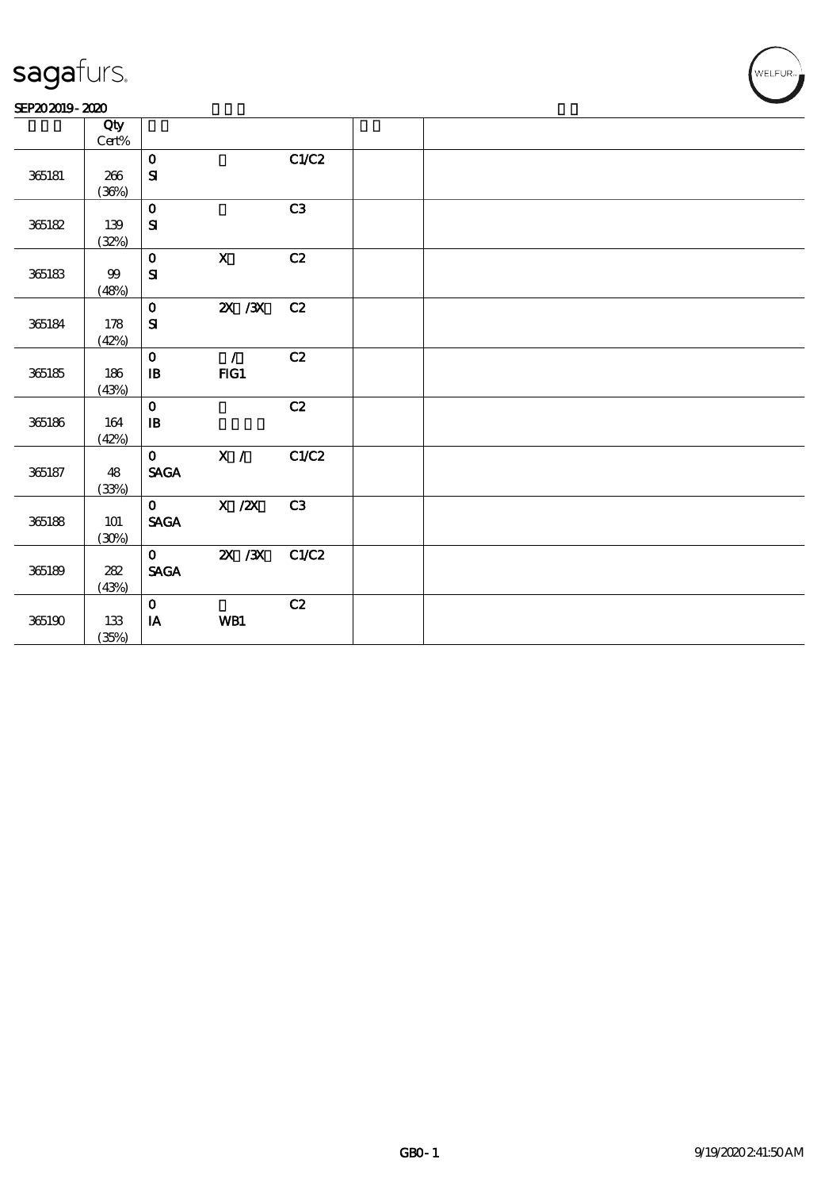sagafurs.

SEP20 2019 - 2020

| | Qty Cert% | | | | | |
|---|---|---|---|---|---|---|
| 365181 | 266 (36%) | 0 SI | | C1/C2 | | |
| 365182 | 139 (32%) | 0 SI | | C3 | | |
| 365183 | 99 (48%) | 0 SI | X | C2 | | |
| 365184 | 178 (42%) | 0 SI | 2X /3X | C2 | | |
| 365185 | 186 (43%) | 0 IB | / FIG1 | C2 | | |
| 365186 | 164 (42%) | 0 IB | | C2 | | |
| 365187 | 48 (33%) | 0 SAGA | X / | C1/C2 | | |
| 365188 | 101 (30%) | 0 SAGA | X /2X | C3 | | |
| 365189 | 282 (43%) | 0 SAGA | 2X /3X | C1/C2 | | |
| 365190 | 133 (35%) | 0 IA | WB1 | C2 | | |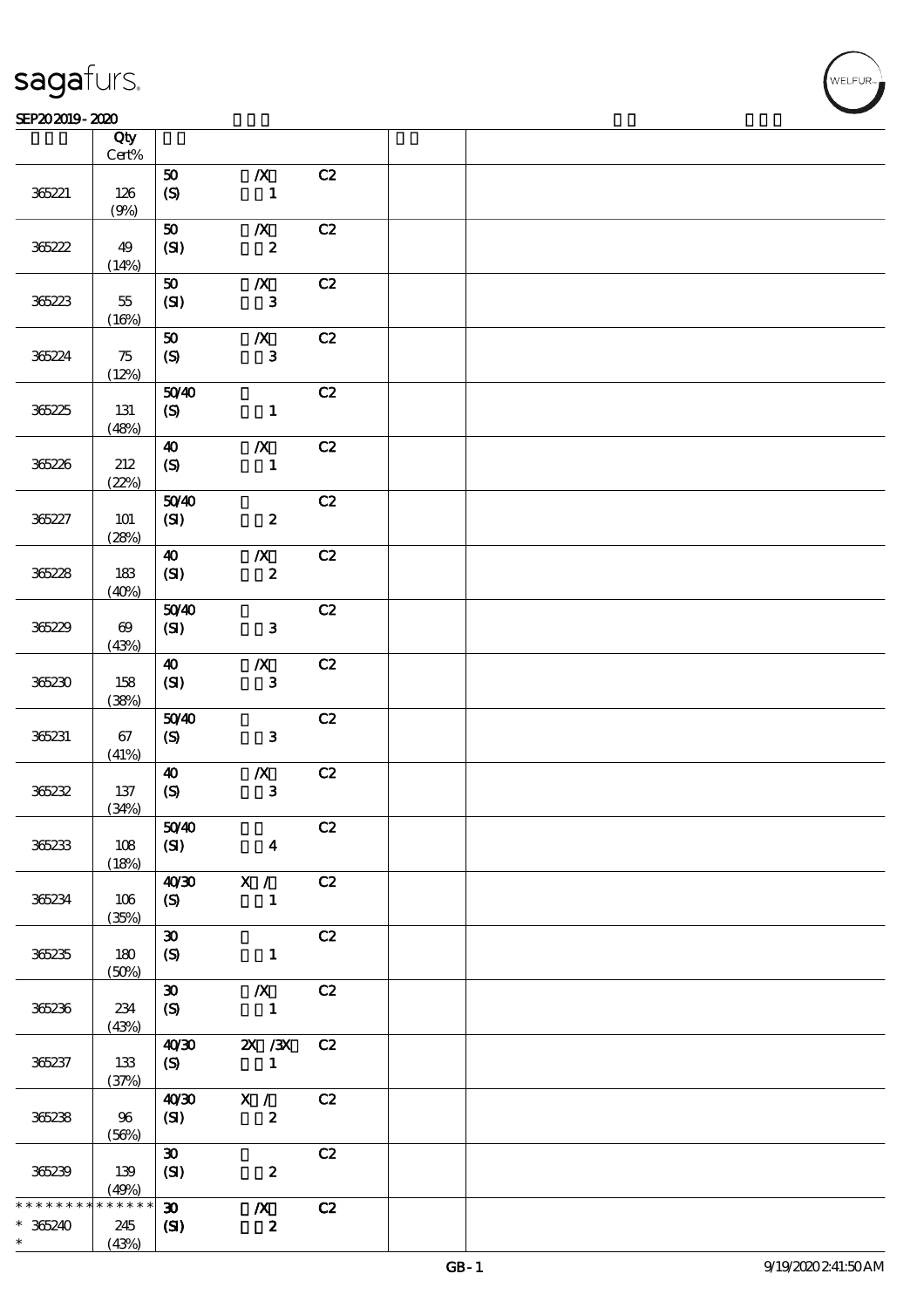| | Qty Cert% | | | | | |
|---|---|---|---|---|---|---|
| 365221 | 126 (9%) | 50 (S) | /X 1 | C2 | | |
| 365222 | 49 (14%) | 50 (SI) | /X 2 | C2 | | |
| 365223 | 55 (16%) | 50 (SI) | /X 3 | C2 | | |
| 365224 | 75 (12%) | 50 (S) | /X 3 | C2 | | |
| 365225 | 131 (48%) | 50/40 (S) | 1 | C2 | | |
| 365226 | 212 (22%) | 40 (S) | /X 1 | C2 | | |
| 365227 | 101 (28%) | 50/40 (SI) | 2 | C2 | | |
| 365228 | 183 (40%) | 40 (SI) | /X 2 | C2 | | |
| 365229 | 69 (43%) | 50/40 (SI) | 3 | C2 | | |
| 365230 | 158 (38%) | 40 (SI) | /X 3 | C2 | | |
| 365231 | 67 (41%) | 50/40 (S) | 3 | C2 | | |
| 365232 | 137 (34%) | 40 (S) | /X 3 | C2 | | |
| 365233 | 108 (18%) | 50/40 (SI) | 4 | C2 | | |
| 365234 | 106 (35%) | 40/30 (S) | X / 1 | C2 | | |
| 365235 | 180 (50%) | 30 (S) | 1 | C2 | | |
| 365236 | 234 (43%) | 30 (S) | /X 1 | C2 | | |
| 365237 | 133 (37%) | 40/30 (S) | 2X /3X 1 | C2 | | |
| 365238 | 96 (56%) | 40/30 (SI) | X / 2 | C2 | | |
| 365239 | 139 (49%) | 30 (SI) | 2 | C2 | | |
| * * * * * * * * * * * * * * 365240 * | 245 (43%) | 30 (SI) | /X 2 | C2 | | |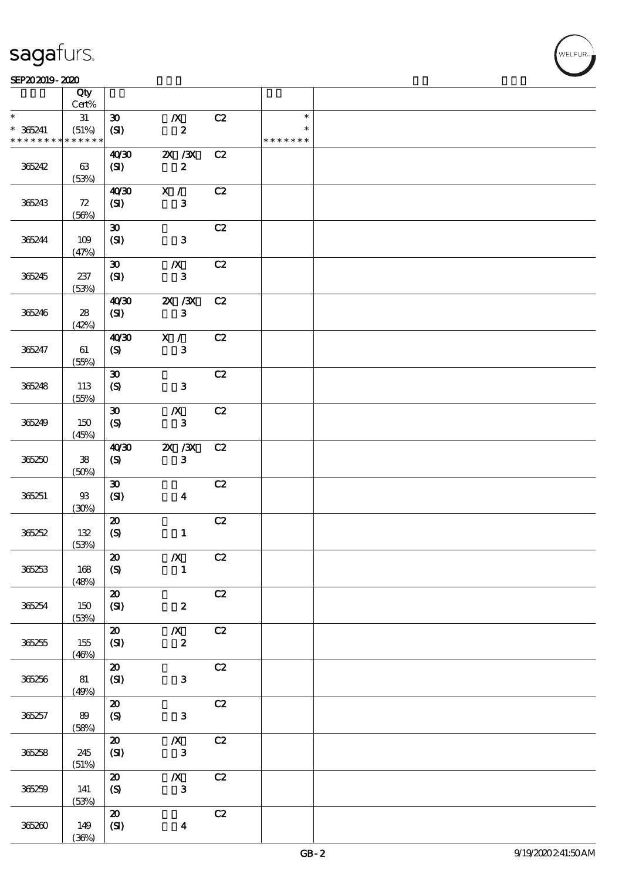sagafurs.

SEP20 2019 - 2020

| | Qty Cert% | | | | | |
|---|---|---|---|---|---|---|
| * | 31 | 30 | /X | C2 | * | |
| * 365241 | (51%) | (SI) | 2 | | * | |
| * * * * * * * * * * * * * * | | | | | * * * * * * * | |
| 365242 | 63 (53%) | 40/30 (SI) | 2X /3X 2 | C2 | | |
| 365243 | 72 (56%) | 40/30 (SI) | X / 3 | C2 | | |
| 365244 | 109 (47%) | 30 (SI) | 3 | C2 | | |
| 365245 | 237 (53%) | 30 (SI) | /X 3 | C2 | | |
| 365246 | 28 (42%) | 40/30 (SI) | 2X /3X 3 | C2 | | |
| 365247 | 61 (55%) | 40/30 (S) | X / 3 | C2 | | |
| 365248 | 113 (55%) | 30 (S) | 3 | C2 | | |
| 365249 | 150 (45%) | 30 (S) | /X 3 | C2 | | |
| 365250 | 38 (50%) | 40/30 (S) | 2X /3X 3 | C2 | | |
| 365251 | 93 (30%) | 30 (SI) | 4 | C2 | | |
| 365252 | 132 (53%) | 20 (S) | 1 | C2 | | |
| 365253 | 168 (48%) | 20 (S) | /X 1 | C2 | | |
| 365254 | 150 (53%) | 20 (SI) | 2 | C2 | | |
| 365255 | 155 (46%) | 20 (SI) | /X 2 | C2 | | |
| 365256 | 81 (49%) | 20 (SI) | 3 | C2 | | |
| 365257 | 89 (58%) | 20 (S) | 3 | C2 | | |
| 365258 | 245 (51%) | 20 (SI) | /X 3 | C2 | | |
| 365259 | 141 (53%) | 20 (S) | /X 3 | C2 | | |
| 365260 | 149 (36%) | 20 (SI) | 4 | C2 | | |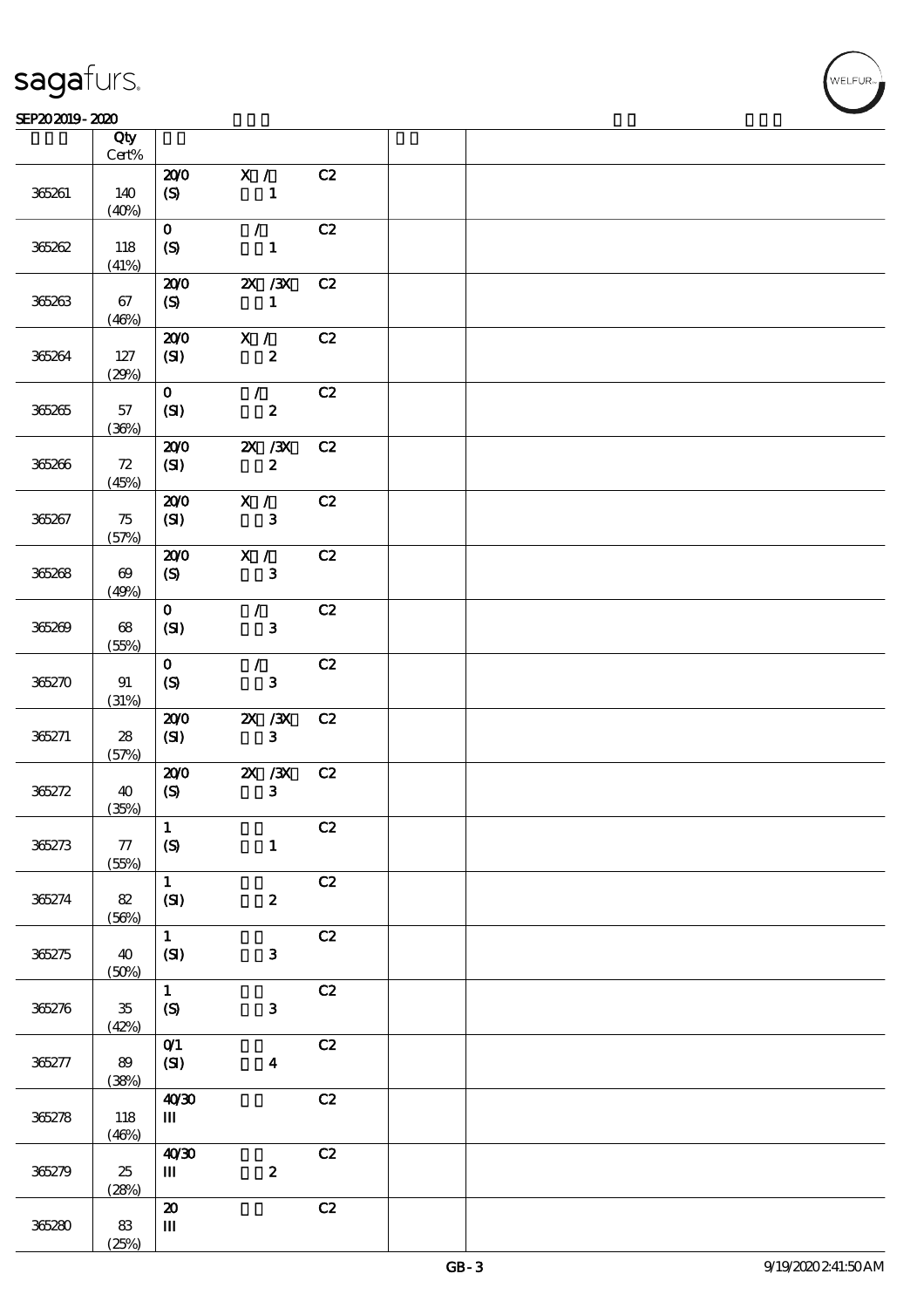| | Qty<br>Cert% | | | | | |
|---|---|---|---|---|---|---|
| 365261 | 140<br>(40%) | 20/0<br>(S) | X /<br>1 | C2 | | |
| 365262 | 118<br>(41%) | 0<br>(S) | /<br>1 | C2 | | |
| 365263 | 67<br>(46%) | 20/0<br>(S) | 2X /3X<br>1 | C2 | | |
| 365264 | 127<br>(29%) | 20/0<br>(SI) | X /<br>2 | C2 | | |
| 365265 | 57<br>(36%) | 0<br>(SI) | /<br>2 | C2 | | |
| 365266 | 72<br>(45%) | 20/0<br>(SI) | 2X /3X<br>2 | C2 | | |
| 365267 | 75<br>(57%) | 20/0<br>(SI) | X /<br>3 | C2 | | |
| 365268 | 69<br>(49%) | 20/0<br>(S) | X /<br>3 | C2 | | |
| 365269 | 68<br>(55%) | 0<br>(SI) | /<br>3 | C2 | | |
| 365270 | 91<br>(31%) | 0<br>(S) | /<br>3 | C2 | | |
| 365271 | 28<br>(57%) | 20/0<br>(SI) | 2X /3X<br>3 | C2 | | |
| 365272 | 40<br>(35%) | 20/0<br>(S) | 2X /3X<br>3 | C2 | | |
| 365273 | 77<br>(55%) | 1<br>(S) | 1 | C2 | | |
| 365274 | 82<br>(56%) | 1<br>(SI) | 2 | C2 | | |
| 365275 | 40<br>(50%) | 1<br>(SI) | 3 | C2 | | |
| 365276 | 35<br>(42%) | 1<br>(S) | 3 | C2 | | |
| 365277 | 89<br>(38%) | 0/1<br>(SI) | 4 | C2 | | |
| 365278 | 118<br>(46%) | 40/30<br>III | | C2 | | |
| 365279 | 25<br>(28%) | 40/30<br>III | 2 | C2 | | |
| 365280 | 83<br>(25%) | 20<br>III | | C2 | | |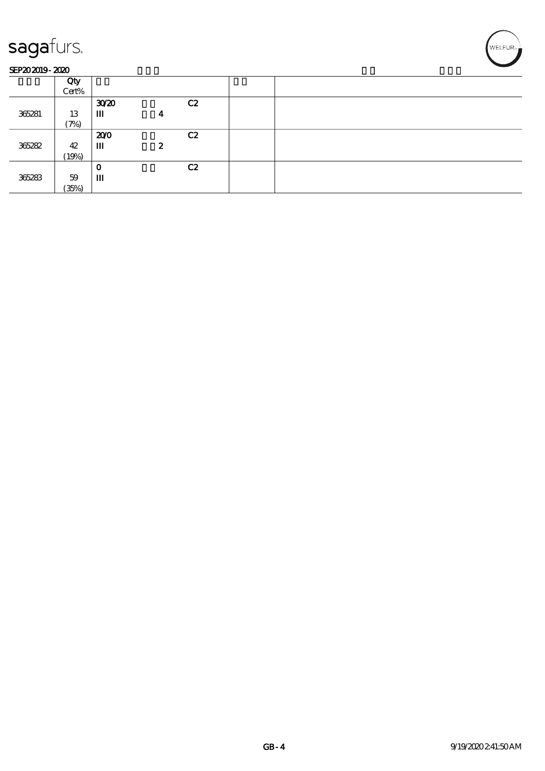| | Qty<br>Cert% | | | | | |
|---|---|---|---|---|---|---|
| 365281 | 13<br>(7%) | 30/20<br>III | 4 | C2 | | |
| 365282 | 42<br>(19%) | 20/0<br>III | 2 | C2 | | |
| 365283 | 59<br>(35%) | 0<br>III | | C2 | | |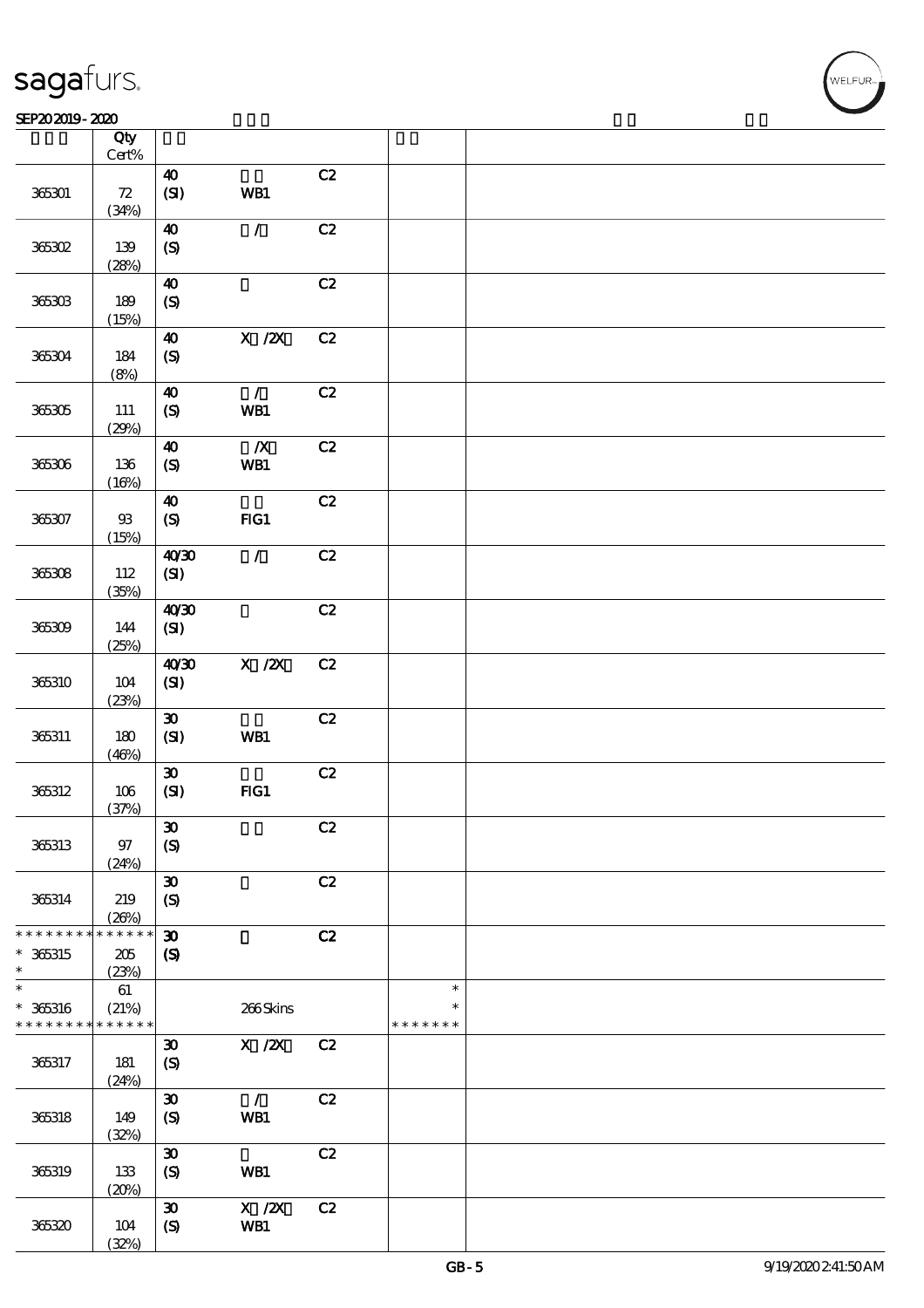| | Qty Cert% | | | | | |
|---|---|---|---|---|---|---|
| 365301 | 72 (34%) | 40 (SI) | WB1 | C2 | | |
| 365302 | 139 (28%) | 40 (S) | / | C2 | | |
| 365303 | 189 (15%) | 40 (S) | | C2 | | |
| 365304 | 184 (8%) | 40 (S) | X /2X | C2 | | |
| 365305 | 111 (29%) | 40 (S) | / WB1 | C2 | | |
| 365306 | 136 (16%) | 40 (S) | /X WB1 | C2 | | |
| 365307 | 93 (15%) | 40 (S) | FIG1 | C2 | | |
| 365308 | 112 (35%) | 40/30 (SI) | / | C2 | | |
| 365309 | 144 (25%) | 40/30 (SI) | | C2 | | |
| 365310 | 104 (23%) | 40/30 (SI) | X /2X | C2 | | |
| 365311 | 180 (46%) | 30 (SI) | WB1 | C2 | | |
| 365312 | 106 (37%) | 30 (SI) | FIG1 | C2 | | |
| 365313 | 97 (24%) | 30 (S) | | C2 | | |
| 365314 | 219 (26%) | 30 (S) | | C2 | | |
| * * * * * * * * * * * * * * 365315 * | 205 (23%) | 30 (S) | | C2 | | |
| * * 365316 * * * * * * * * * * * * * * | 61 (21%) | | 266 Skins | | * * * * * * * * * | |
| 365317 | 181 (24%) | 30 (S) | X /2X | C2 | | |
| 365318 | 149 (32%) | 30 (S) | / WB1 | C2 | | |
| 365319 | 133 (20%) | 30 (S) | WB1 | C2 | | |
| 365320 | 104 (32%) | 30 (S) | X /2X WB1 | C2 | | |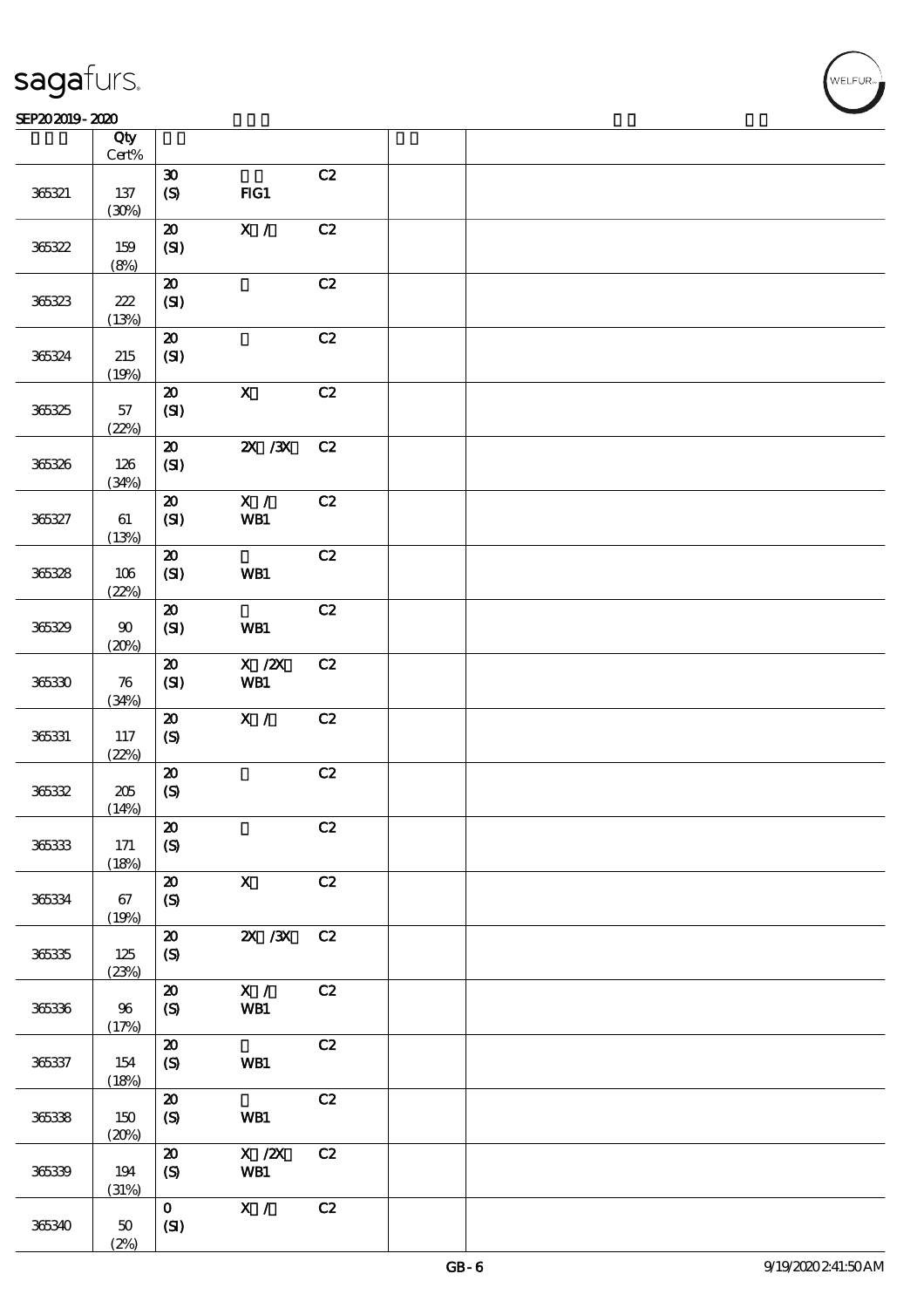| | Qty Cert% | | | | | |
|---|---|---|---|---|---|---|
| 365321 | 137 (30%) | 30 (S) | FIG1 | C2 | | |
| 365322 | 159 (8%) | 20 (SI) | X / | C2 | | |
| 365323 | 222 (13%) | 20 (SI) | | C2 | | |
| 365324 | 215 (19%) | 20 (SI) | | C2 | | |
| 365325 | 57 (22%) | 20 (SI) | X | C2 | | |
| 365326 | 126 (34%) | 20 (SI) | 2X /3X | C2 | | |
| 365327 | 61 (13%) | 20 (SI) | X / WB1 | C2 | | |
| 365328 | 106 (22%) | 20 (SI) | WB1 | C2 | | |
| 365329 | 90 (20%) | 20 (SI) | WB1 | C2 | | |
| 365330 | 76 (34%) | 20 (SI) | X /2X WB1 | C2 | | |
| 365331 | 117 (22%) | 20 (S) | X / | C2 | | |
| 365332 | 205 (14%) | 20 (S) | | C2 | | |
| 365333 | 171 (18%) | 20 (S) | | C2 | | |
| 365334 | 67 (19%) | 20 (S) | X | C2 | | |
| 365335 | 125 (23%) | 20 (S) | 2X /3X | C2 | | |
| 365336 | 96 (17%) | 20 (S) | X / WB1 | C2 | | |
| 365337 | 154 (18%) | 20 (S) | WB1 | C2 | | |
| 365338 | 150 (20%) | 20 (S) | WB1 | C2 | | |
| 365339 | 194 (31%) | 20 (S) | X /2X WB1 | C2 | | |
| 365340 | 50 (2%) | 0 (SI) | X / | C2 | | |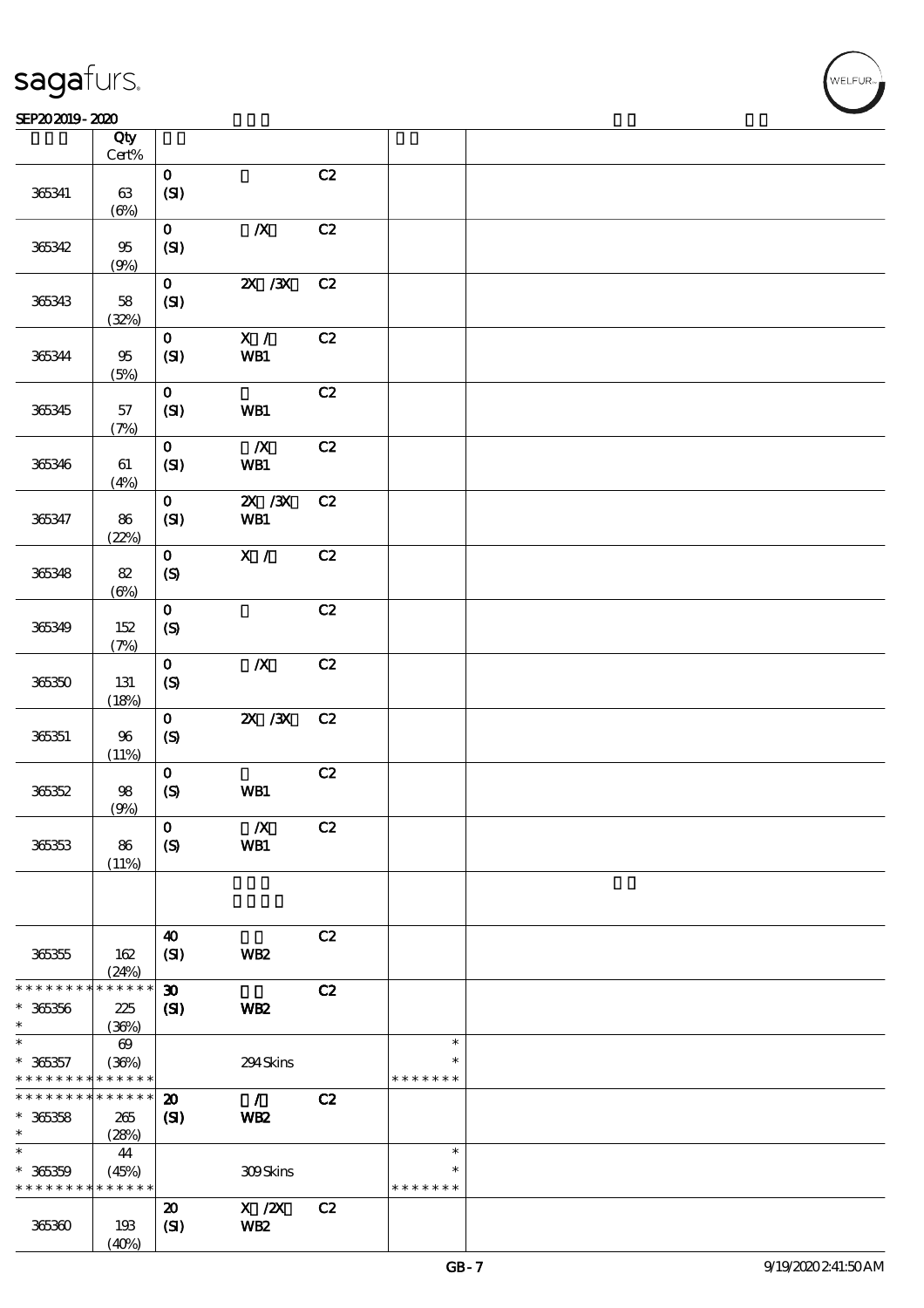| | Qty Cert% | | | | | |
|---|---|---|---|---|---|---|
| 365341 | 63 (6%) | 0 (SI) | | C2 | | |
| 365342 | 95 (9%) | 0 (SI) | /X | C2 | | |
| 365343 | 58 (32%) | 0 (SI) | 2X /3X | C2 | | |
| 365344 | 95 (5%) | 0 (SI) | X / WB1 | C2 | | |
| 365345 | 57 (7%) | 0 (SI) | WB1 | C2 | | |
| 365346 | 61 (4%) | 0 (SI) | /X WB1 | C2 | | |
| 365347 | 86 (22%) | 0 (SI) | 2X /3X WB1 | C2 | | |
| 365348 | 82 (6%) | 0 (S) | X / | C2 | | |
| 365349 | 152 (7%) | 0 (S) | | C2 | | |
| 365350 | 131 (18%) | 0 (S) | /X | C2 | | |
| 365351 | 96 (11%) | 0 (S) | 2X /3X | C2 | | |
| 365352 | 98 (9%) | 0 (S) | WB1 | C2 | | |
| 365353 | 86 (11%) | 0 (S) | /X WB1 | C2 | | |
| | | | | | | |
| 365355 | 162 (24%) | 40 (SI) | WB2 | C2 | | |
| * * * * * * * * * * * * * * * 365356 * | 225 (36%) | 30 (SI) | WB2 | C2 | | |
| * * 365357 * * * * * * * * * * * * * * | 69 (36%) | | 294 Skins | | * * * * * * * * * | |
| * * * * * * * * * * * * * * * 365358 * | 265 (28%) | 20 (SI) | / WB2 | C2 | | |
| * * 365359 * * * * * * * * * * * * * * | 44 (45%) | | 309 Skins | | * * * * * * * * * | |
| 365360 | 193 (40%) | 20 (SI) | X /2X WB2 | C2 | | |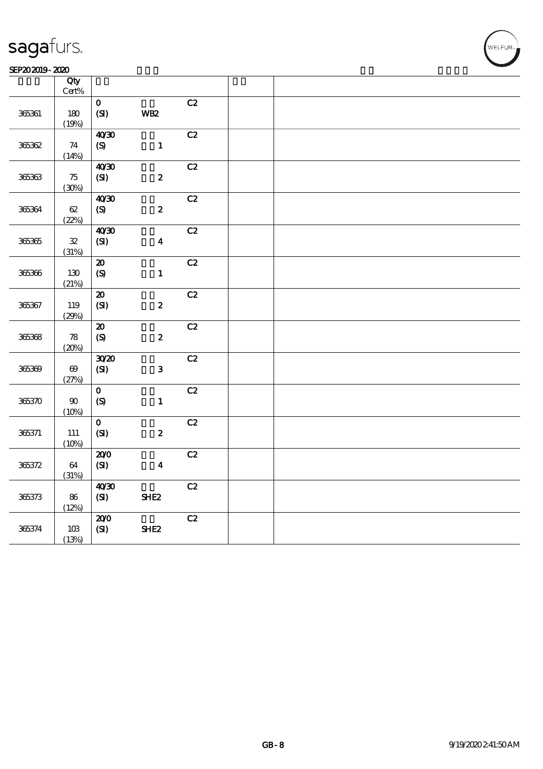| | Qty Cert% | | | | | |
|---|---|---|---|---|---|---|
| 365361 | 180 (19%) | 0 (SI) | WB2 | C2 | | |
| 365362 | 74 (14%) | 40/30 (S) | 1 | C2 | | |
| 365363 | 75 (30%) | 40/30 (SI) | 2 | C2 | | |
| 365364 | 62 (22%) | 40/30 (S) | 2 | C2 | | |
| 365365 | 32 (31%) | 40/30 (SI) | 4 | C2 | | |
| 365366 | 130 (21%) | 20 (S) | 1 | C2 | | |
| 365367 | 119 (29%) | 20 (SI) | 2 | C2 | | |
| 365368 | 78 (20%) | 20 (S) | 2 | C2 | | |
| 365369 | 69 (27%) | 30/20 (SI) | 3 | C2 | | |
| 365370 | 90 (10%) | 0 (S) | 1 | C2 | | |
| 365371 | 111 (10%) | 0 (SI) | 2 | C2 | | |
| 365372 | 64 (31%) | 20/0 (SI) | 4 | C2 | | |
| 365373 | 86 (12%) | 40/30 (SI) | SHE2 | C2 | | |
| 365374 | 103 (13%) | 20/0 (SI) | SHE2 | C2 | | |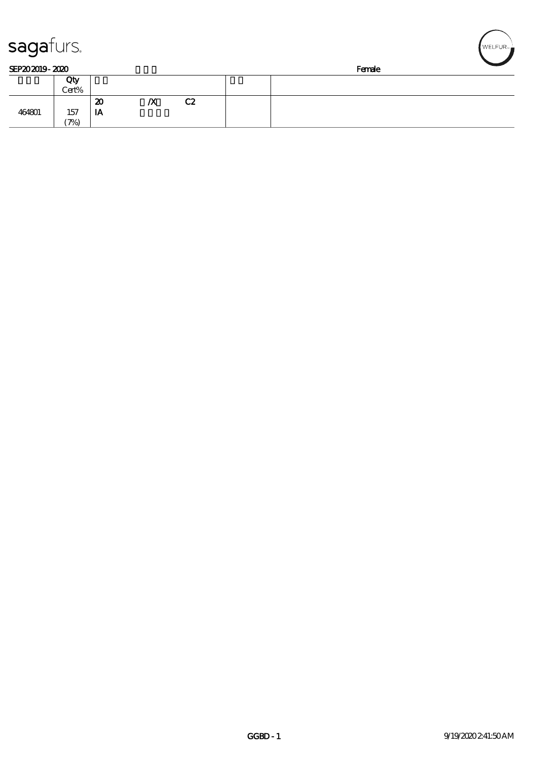sagafurs.

SEP20 2019 - 2020 Female

| | Qty Cert% | | | |
|---|---|---|---|---|
| 464801 | 157 (7%) | 20 /X C2 IA | | |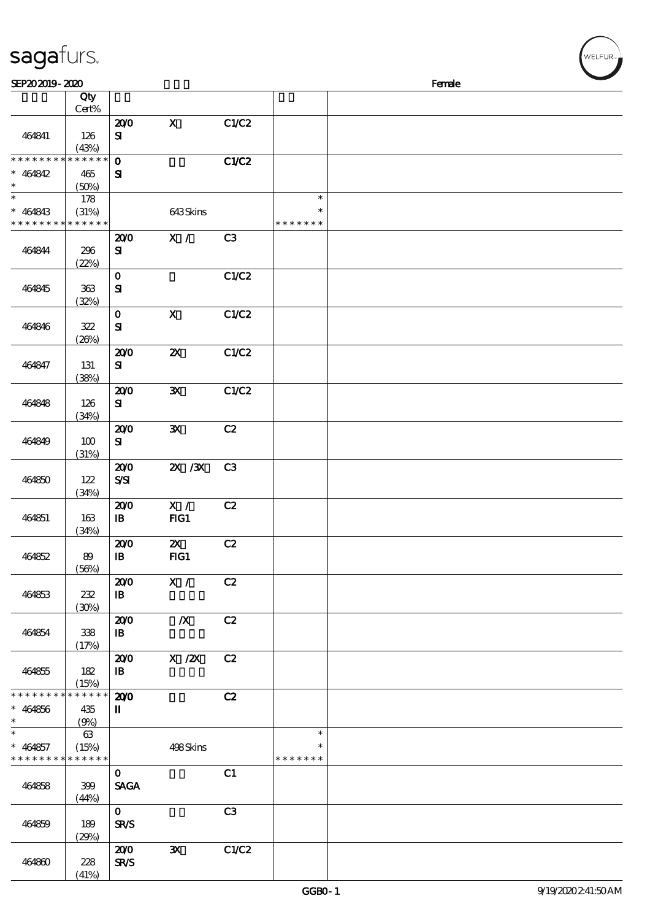sagafurs.

SEP20 2019 - 2020 Female

| | Qty Cert% | | | | | |
|---|---|---|---|---|---|---|
| 464841 | 126 (43%) | 20/0 SI | X | C1/C2 | | |
| * * * * * * * * * * * * * * 464842 * | 465 (50%) | 0 SI | | C1/C2 | | |
| * * 464843 * * * * * * * * * * * * * * | 178 (31%) | | 643 Skins | | * * * * * * * * * | |
| 464844 | 296 (22%) | 20/0 SI | X / | C3 | | |
| 464845 | 363 (32%) | 0 SI | | C1/C2 | | |
| 464846 | 322 (26%) | 0 SI | X | C1/C2 | | |
| 464847 | 131 (38%) | 20/0 SI | 2X | C1/C2 | | |
| 464848 | 126 (34%) | 20/0 SI | 3X | C1/C2 | | |
| 464849 | 100 (31%) | 20/0 SI | 3X | C2 | | |
| 464850 | 122 (34%) | 20/0 S/SI | 2X /3X | C3 | | |
| 464851 | 163 (34%) | 20/0 IB | X / FIG1 | C2 | | |
| 464852 | 89 (56%) | 20/0 IB | 2X FIG1 | C2 | | |
| 464853 | 232 (30%) | 20/0 IB | X / | C2 | | |
| 464854 | 338 (17%) | 20/0 IB | /X | C2 | | |
| 464855 | 182 (15%) | 20/0 IB | X /2X | C2 | | |
| * * * * * * * * * * * * * * 464856 * | 435 (9%) | 20/0 II | | C2 | | |
| * * 464857 * * * * * * * * * * * * * * | 63 (15%) | | 498 Skins | | * * * * * * * * * | |
| 464858 | 399 (44%) | 0 SAGA | | C1 | | |
| 464859 | 189 (29%) | 0 SR/S | | C3 | | |
| 464860 | 228 (41%) | 20/0 SR/S | 3X | C1/C2 | | |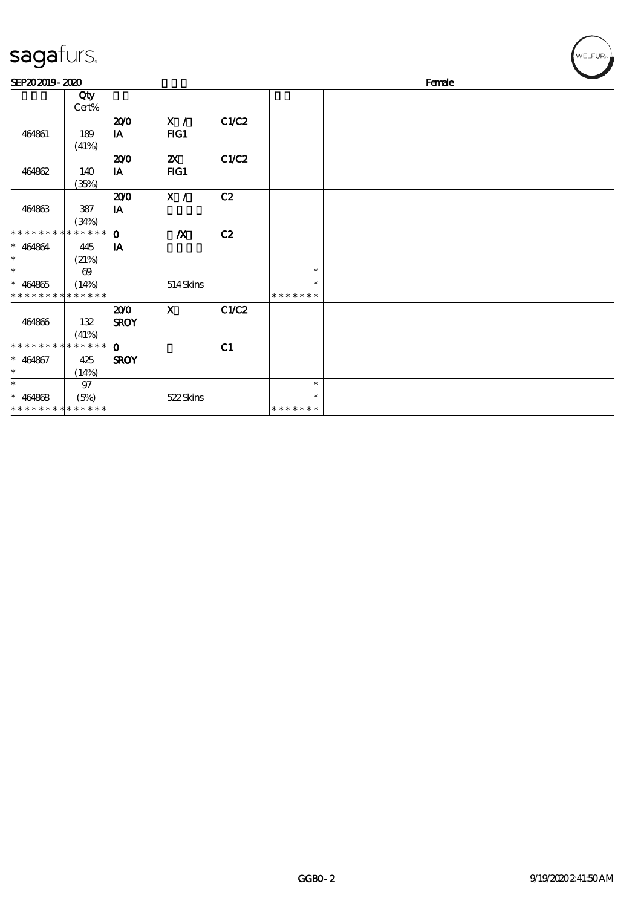SEP20 2019 - 2020　　　　Female

| | Qty Cert% | | | | | |
|---|---|---|---|---|---|---|
| 464861 | 189 (41%) | 20/0 IA | X / FIG1 | C1/C2 | | |
| 464862 | 140 (35%) | 20/0 IA | 2X FIG1 | C1/C2 | | |
| 464863 | 387 (34%) | 20/0 IA | X / | C2 | | |
| * * * * * * * * * * * * * * * 464864 * | * * * * * * 445 (21%) | 0 IA | /X | C2 | | |
| * * 464865 * * * * * * * * * * * * * | 69 (14%) * * * * * * | | 514 Skins | | * * * * * * * * * | |
| 464866 | 132 (41%) | 20/0 SROY | X | C1/C2 | | |
| * * * * * * * * * * * * * * * 464867 * | * * * * * * 425 (14%) | 0 SROY | | C1 | | |
| * * 464868 * * * * * * * * * * * * * | 97 (5%) * * * * * * | | 522 Skins | | * * * * * * * * * | |

GGB0 - 2　　9/19/2020 2:41:50 AM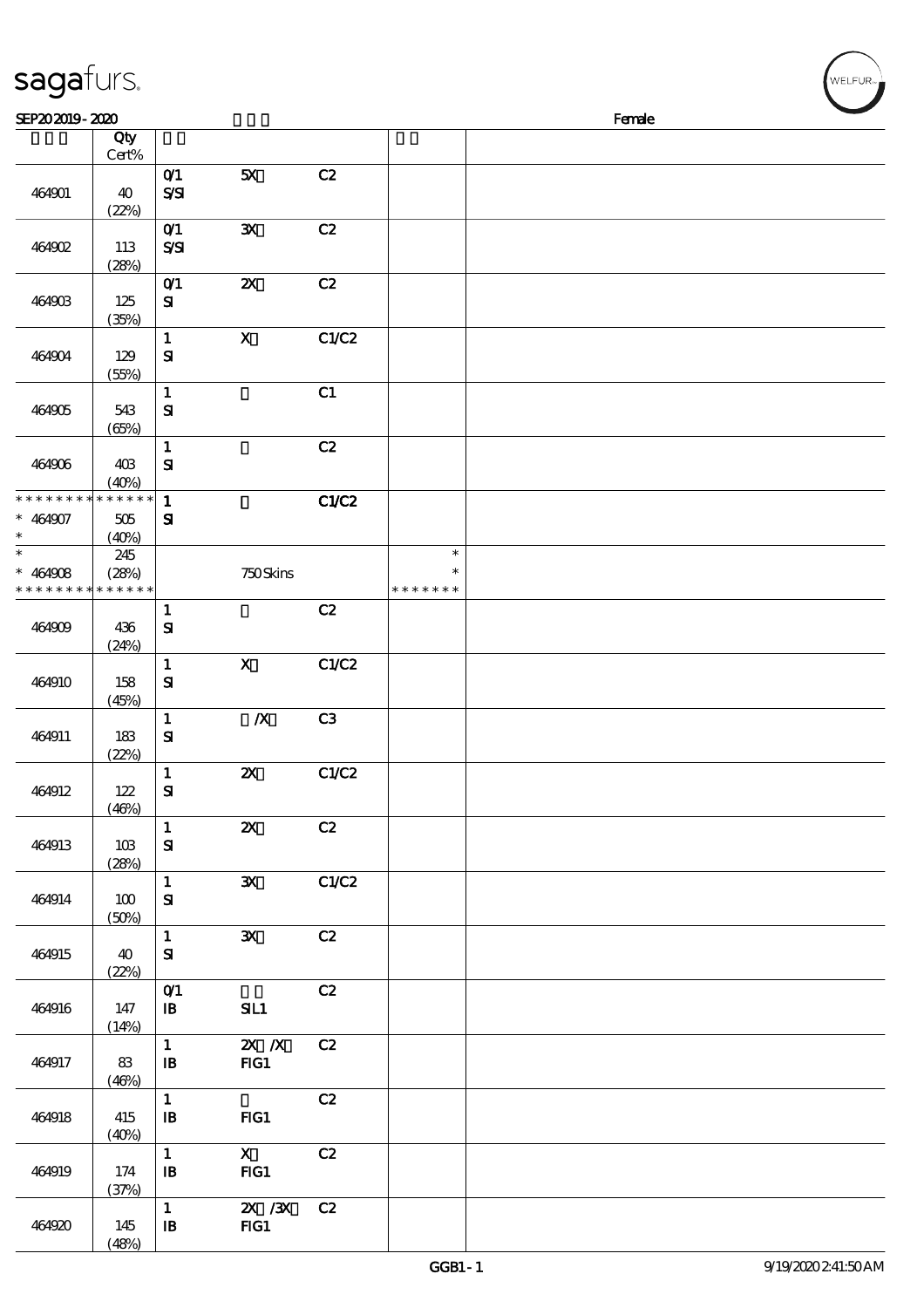SEP20 2019 - 2020 Female

| | Qty Cert% | | | | | |
|---|---|---|---|---|---|---|
| 464901 | 40 (22%) | 0/1 S/SI | 5X | C2 | | |
| 464902 | 113 (28%) | 0/1 S/SI | 3X | C2 | | |
| 464903 | 125 (35%) | 0/1 SI | 2X | C2 | | |
| 464904 | 129 (55%) | 1 SI | X | C1/C2 | | |
| 464905 | 543 (65%) | 1 SI | | C1 | | |
| 464906 | 403 (40%) | 1 SI | | C2 | | |
| * * * * * * * * * * * * * * 464907 * | 505 (40%) | 1 SI | | C1/C2 | | |
| * * 464908 * * * * * * * * * * * * * * | 245 (28%) | | 750 Skins | | * * * * * * * * * | |
| 464909 | 436 (24%) | 1 SI | | C2 | | |
| 464910 | 158 (45%) | 1 SI | X | C1/C2 | | |
| 464911 | 183 (22%) | 1 SI | /X | C3 | | |
| 464912 | 122 (46%) | 1 SI | 2X | C1/C2 | | |
| 464913 | 103 (28%) | 1 SI | 2X | C2 | | |
| 464914 | 100 (50%) | 1 SI | 3X | C1/C2 | | |
| 464915 | 40 (22%) | 1 SI | 3X | C2 | | |
| 464916 | 147 (14%) | 0/1 IB | SIL1 | C2 | | |
| 464917 | 83 (46%) | 1 IB | 2X /X FIG1 | C2 | | |
| 464918 | 415 (40%) | 1 IB | FIG1 | C2 | | |
| 464919 | 174 (37%) | 1 IB | X FIG1 | C2 | | |
| 464920 | 145 (48%) | 1 IB | 2X /3X FIG1 | C2 | | |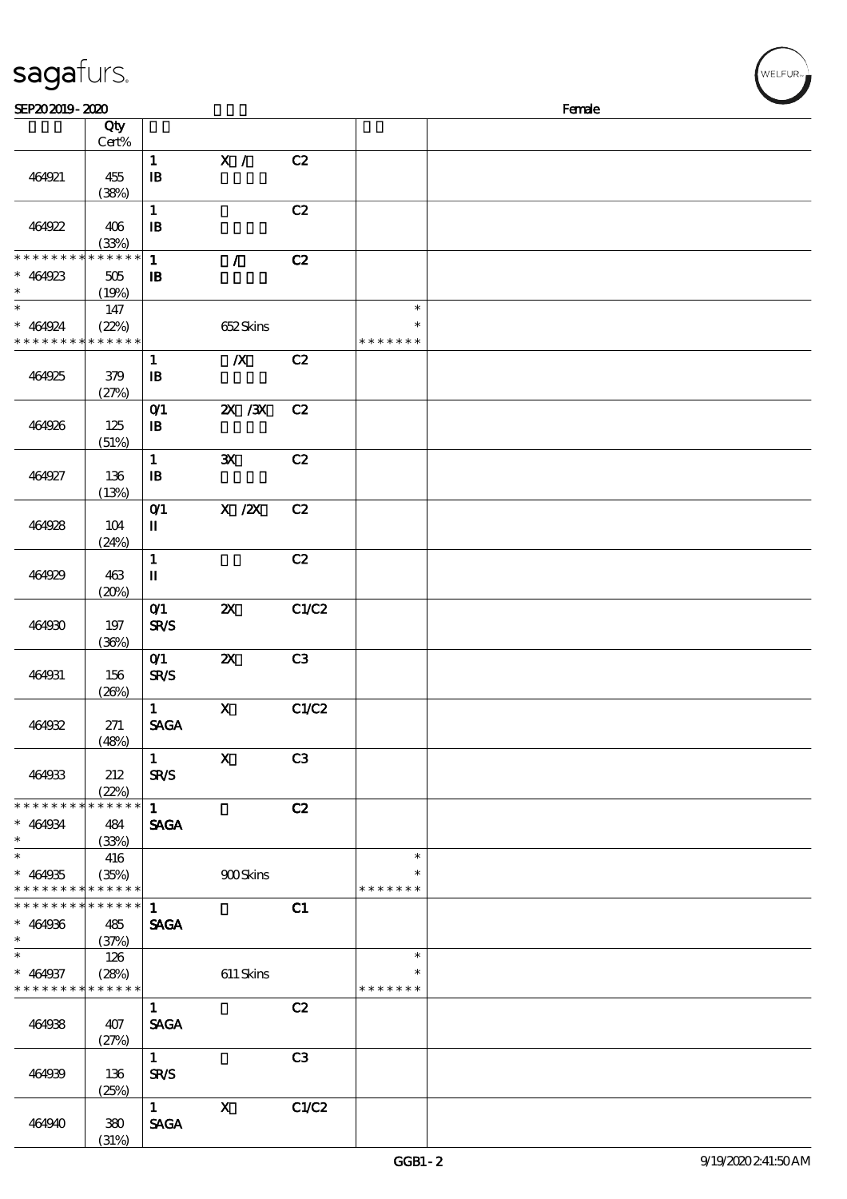SEP20 2019 - 2020 Female

| | Qty Cert% | | | | | |
|---|---|---|---|---|---|---|
| 464921 | 455 (38%) | 1 IB | X / | C2 | | |
| 464922 | 406 (33%) | 1 IB | | C2 | | |
| * * * * * * * * * * * * * * 464923 * | 505 (19%) | 1 IB | / | C2 | | |
| * * 464924 * * * * * * * * * * * * * | 147 (22%) | | 652 Skins | | * * * * * * * * * | |
| 464925 | 379 (27%) | 1 IB | /X | C2 | | |
| 464926 | 125 (51%) | 0/1 IB | 2X /3X | C2 | | |
| 464927 | 136 (13%) | 1 IB | 3X | C2 | | |
| 464928 | 104 (24%) | 0/1 II | X /2X | C2 | | |
| 464929 | 463 (20%) | 1 II | | C2 | | |
| 464930 | 197 (36%) | 0/1 SR/S | 2X | C1/C2 | | |
| 464931 | 156 (26%) | 0/1 SR/S | 2X | C3 | | |
| 464932 | 271 (48%) | 1 SAGA | X | C1/C2 | | |
| 464933 | 212 (22%) | 1 SR/S | X | C3 | | |
| * * * * * * * * * * * * * * 464934 * | 484 (33%) | 1 SAGA | | C2 | | |
| * * 464935 * * * * * * * * * * * * * | 416 (35%) | | 900 Skins | | * * * * * * * * * | |
| * * * * * * * * * * * * * * 464936 * | 485 (37%) | 1 SAGA | | C1 | | |
| * * 464937 * * * * * * * * * * * * * | 126 (28%) | | 611 Skins | | * * * * * * * * * | |
| 464938 | 407 (27%) | 1 SAGA | | C2 | | |
| 464939 | 136 (25%) | 1 SR/S | | C3 | | |
| 464940 | 380 (31%) | 1 SAGA | X | C1/C2 | | |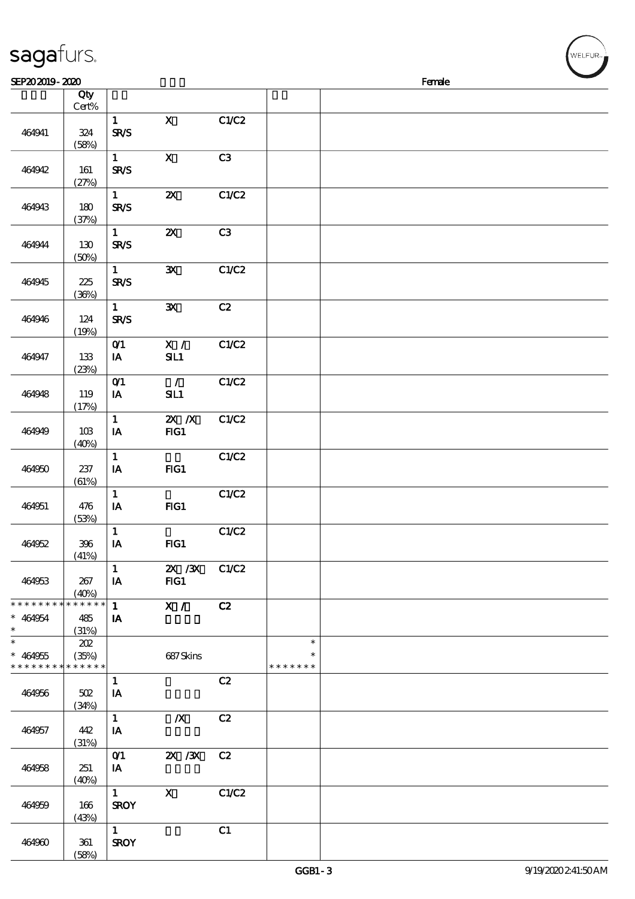# sagafurs.

SEP20 2019 - 2020 Female

| | Qty Cert% | | | | | |
|---|---|---|---|---|---|---|
| 464941 | 324 (58%) | 1 SR/S | X | C1/C2 | | |
| 464942 | 161 (27%) | 1 SR/S | X | C3 | | |
| 464943 | 180 (37%) | 1 SR/S | 2X | C1/C2 | | |
| 464944 | 130 (50%) | 1 SR/S | 2X | C3 | | |
| 464945 | 225 (36%) | 1 SR/S | 3X | C1/C2 | | |
| 464946 | 124 (19%) | 1 SR/S | 3X | C2 | | |
| 464947 | 133 (23%) | 0/1 IA | X / SIL1 | C1/C2 | | |
| 464948 | 119 (17%) | 0/1 IA | / SIL1 | C1/C2 | | |
| 464949 | 103 (40%) | 1 IA | 2X /X FIG1 | C1/C2 | | |
| 464950 | 237 (61%) | 1 IA | FIG1 | C1/C2 | | |
| 464951 | 476 (53%) | 1 IA | FIG1 | C1/C2 | | |
| 464952 | 396 (41%) | 1 IA | FIG1 | C1/C2 | | |
| 464953 | 267 (40%) | 1 IA | 2X /3X FIG1 | C1/C2 | | |
| * * * * * * * * * * * * * * * 464954 * | 485 (31%) | 1 IA | X / | C2 | | |
| * * 464955 * * * * * * * * * * * * * * | 202 (35%) | | 687 Skins | | * * * * * * * * * | |
| 464956 | 502 (34%) | 1 IA | | C2 | | |
| 464957 | 442 (31%) | 1 IA | /X | C2 | | |
| 464958 | 251 (40%) | 0/1 IA | 2X /3X | C2 | | |
| 464959 | 166 (43%) | 1 SROY | X | C1/C2 | | |
| 464960 | 361 (58%) | 1 SROY | | C1 | | |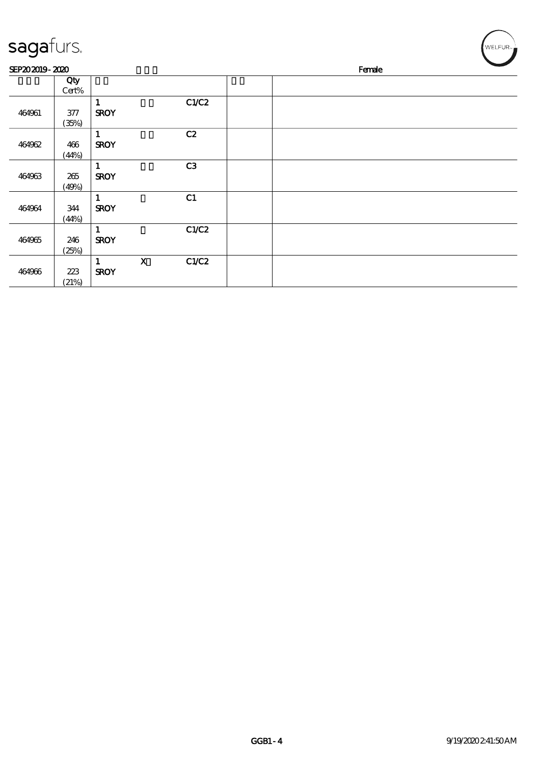| | Qty Cert% | | | | | |
|---|---|---|---|---|---|---|
| 464961 | 377 (35%) | 1 SROY | | C1/C2 | | |
| 464962 | 466 (44%) | 1 SROY | | C2 | | |
| 464963 | 265 (49%) | 1 SROY | | C3 | | |
| 464964 | 344 (44%) | 1 SROY | | C1 | | |
| 464965 | 246 (25%) | 1 SROY | | C1/C2 | | |
| 464966 | 223 (21%) | 1 SROY | X | C1/C2 | | |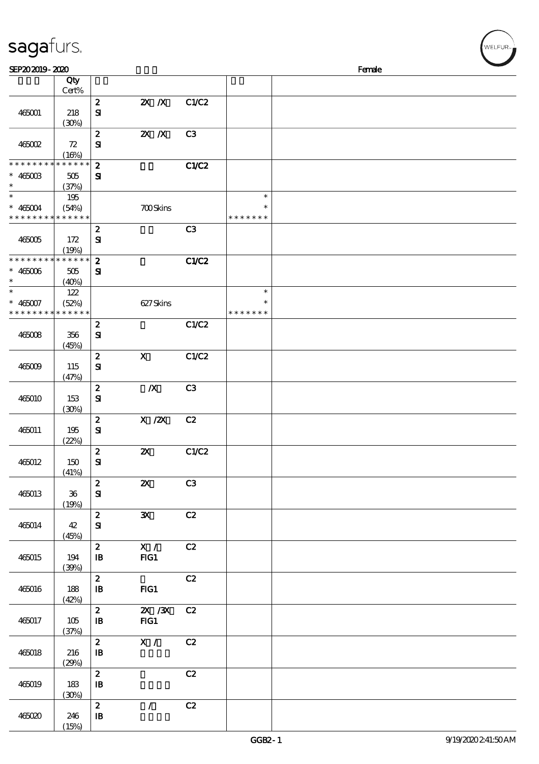SEP20 2019 - 2020 Female

| | Qty Cert% | | | | | |
|---|---|---|---|---|---|---|
| 465001 | 218 (30%) | 2 SI | 2X /X | C1/C2 | | |
| 465002 | 72 (16%) | 2 SI | 2X /X | C3 | | |
| * * * * * * * * * * * * * * 465003 * | 505 (37%) | 2 SI | | C1/C2 | | |
| * * 465004 * * * * * * * * * * * * * * | 195 (54%) | | 700 Skins | | * * * * * * * * * | |
| 465005 | 172 (19%) | 2 SI | | C3 | | |
| * * * * * * * * * * * * * * 465006 * | 505 (40%) | 2 SI | | C1/C2 | | |
| * * 465007 * * * * * * * * * * * * * * | 122 (52%) | | 627 Skins | | * * * * * * * * * | |
| 465008 | 356 (45%) | 2 SI | | C1/C2 | | |
| 465009 | 115 (47%) | 2 SI | X | C1/C2 | | |
| 465010 | 153 (30%) | 2 SI | /X | C3 | | |
| 465011 | 195 (22%) | 2 SI | X /2X | C2 | | |
| 465012 | 150 (41%) | 2 SI | 2X | C1/C2 | | |
| 465013 | 36 (19%) | 2 SI | 2X | C3 | | |
| 465014 | 42 (45%) | 2 SI | 3X | C2 | | |
| 465015 | 194 (39%) | 2 IB | X / FIG1 | C2 | | |
| 465016 | 188 (42%) | 2 IB | FIG1 | C2 | | |
| 465017 | 105 (37%) | 2 IB | 2X /3X FIG1 | C2 | | |
| 465018 | 216 (29%) | 2 IB | X / | C2 | | |
| 465019 | 183 (30%) | 2 IB | | C2 | | |
| 465020 | 246 (15%) | 2 IB | / | C2 | | |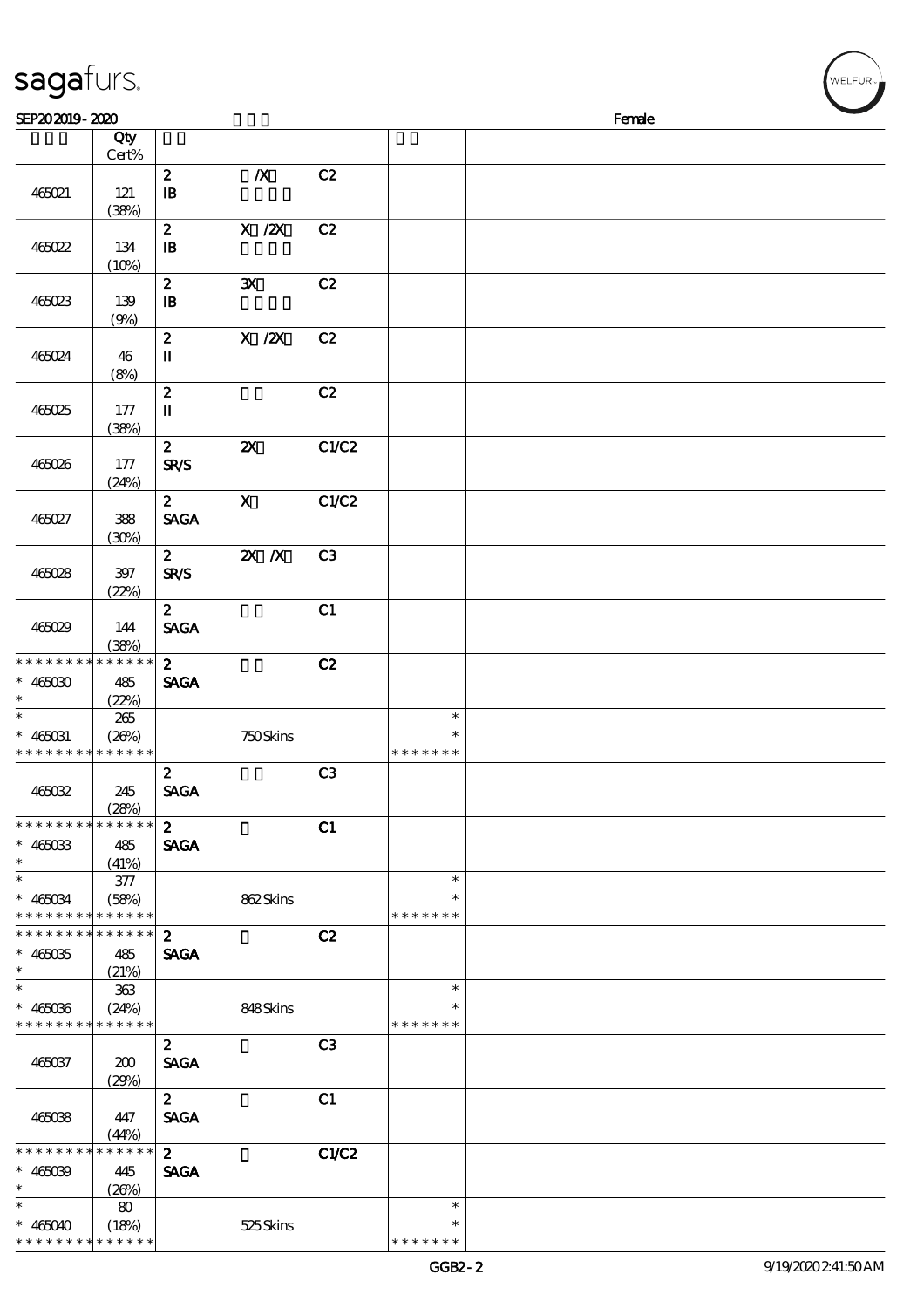| | Qty Cert% | | | | | |
|---|---|---|---|---|---|---|
| 465021 | 121 (38%) | 2 IB | /X | C2 | | |
| 465022 | 134 (10%) | 2 IB | X /2X | C2 | | |
| 465023 | 139 (9%) | 2 IB | 3X | C2 | | |
| 465024 | 46 (8%) | 2 II | X /2X | C2 | | |
| 465025 | 177 (38%) | 2 II | | C2 | | |
| 465026 | 177 (24%) | 2 SR/S | 2X | C1/C2 | | |
| 465027 | 388 (30%) | 2 SAGA | X | C1/C2 | | |
| 465028 | 397 (22%) | 2 SR/S | 2X /X | C3 | | |
| 465029 | 144 (38%) | 2 SAGA | | C1 | | |
| * * * * * * * * * * * * * * * 465030 * | 485 (22%) | 2 SAGA | | C2 | | |
| * * 465031 * * * * * * * * * * * * * * | 265 (26%) | | 750 Skins | | * * * * * * * * * | |
| 465032 | 245 (28%) | 2 SAGA | | C3 | | |
| * * * * * * * * * * * * * * * 465033 * | 485 (41%) | 2 SAGA | | C1 | | |
| * * 465034 * * * * * * * * * * * * * * | 377 (58%) | | 862 Skins | | * * * * * * * * * | |
| * * * * * * * * * * * * * * * 465035 * | 485 (21%) | 2 SAGA | | C2 | | |
| * * 465036 * * * * * * * * * * * * * * | 363 (24%) | | 848 Skins | | * * * * * * * * * | |
| 465037 | 200 (29%) | 2 SAGA | | C3 | | |
| 465038 | 447 (44%) | 2 SAGA | | C1 | | |
| * * * * * * * * * * * * * * * 465039 * | 445 (26%) | 2 SAGA | | C1/C2 | | |
| * * 465040 * * * * * * * * * * * * * * | 80 (18%) | | 525 Skins | | * * * * * * * * * | |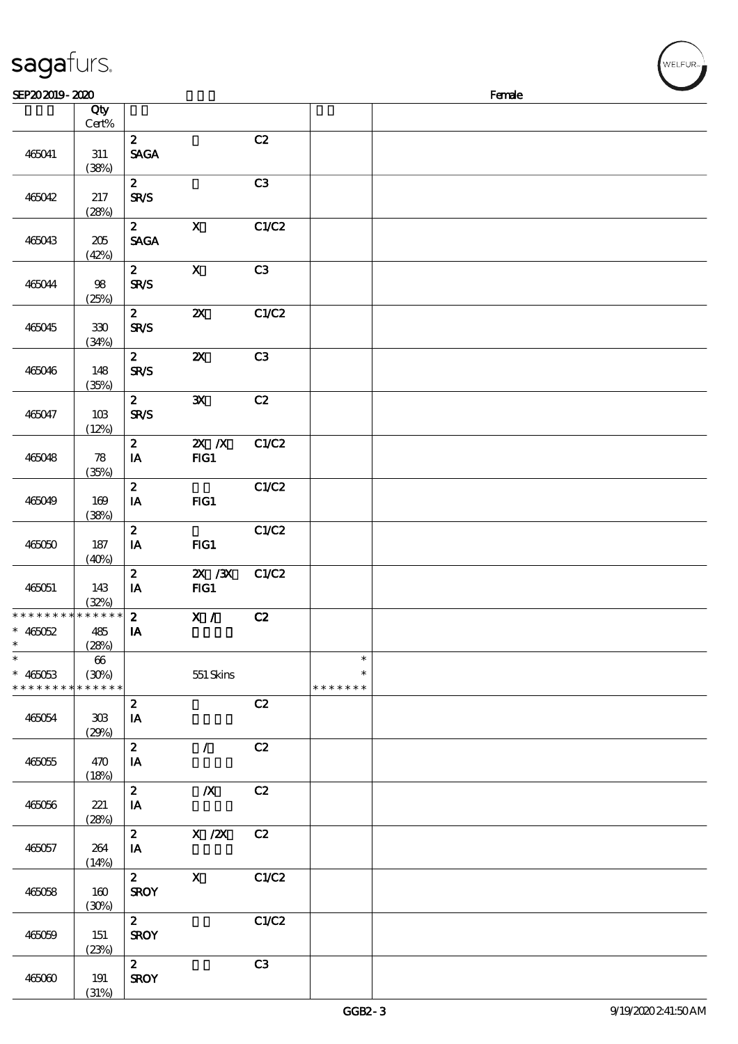| | Qty<br>Cert% | | | | | |
|---|---|---|---|---|---|---|
| 465041 | 311<br>(38%) | 2<br>SAGA | | C2 | | |
| 465042 | 217<br>(28%) | 2<br>SR/S | | C3 | | |
| 465043 | 205<br>(42%) | 2<br>SAGA | X | C1/C2 | | |
| 465044 | 98<br>(25%) | 2<br>SR/S | X | C3 | | |
| 465045 | 330<br>(34%) | 2<br>SR/S | 2X | C1/C2 | | |
| 465046 | 148<br>(35%) | 2<br>SR/S | 2X | C3 | | |
| 465047 | 103<br>(12%) | 2<br>SR/S | 3X | C2 | | |
| 465048 | 78<br>(35%) | 2<br>IA | 2X /X<br>FIG1 | C1/C2 | | |
| 465049 | 169<br>(38%) | 2<br>IA | FIG1 | C1/C2 | | |
| 465050 | 187<br>(40%) | 2<br>IA | FIG1 | C1/C2 | | |
| 465051 | 143<br>(32%) | 2<br>IA | 2X /3X<br>FIG1 | C1/C2 | | |
| * 465052 | 485<br>(28%) | 2<br>IA | X / | C2 | | |
| * 465053 | 66<br>(30%) | | 551 Skins | | * | |
| 465054 | 303<br>(29%) | 2<br>IA | | C2 | | |
| 465055 | 470<br>(18%) | 2<br>IA | / | C2 | | |
| 465056 | 221<br>(28%) | 2<br>IA | /X | C2 | | |
| 465057 | 264<br>(14%) | 2<br>IA | X /2X | C2 | | |
| 465058 | 160<br>(30%) | 2<br>SROY | X | C1/C2 | | |
| 465059 | 151<br>(23%) | 2<br>SROY | | C1/C2 | | |
| 465060 | 191<br>(31%) | 2<br>SROY | | C3 | | |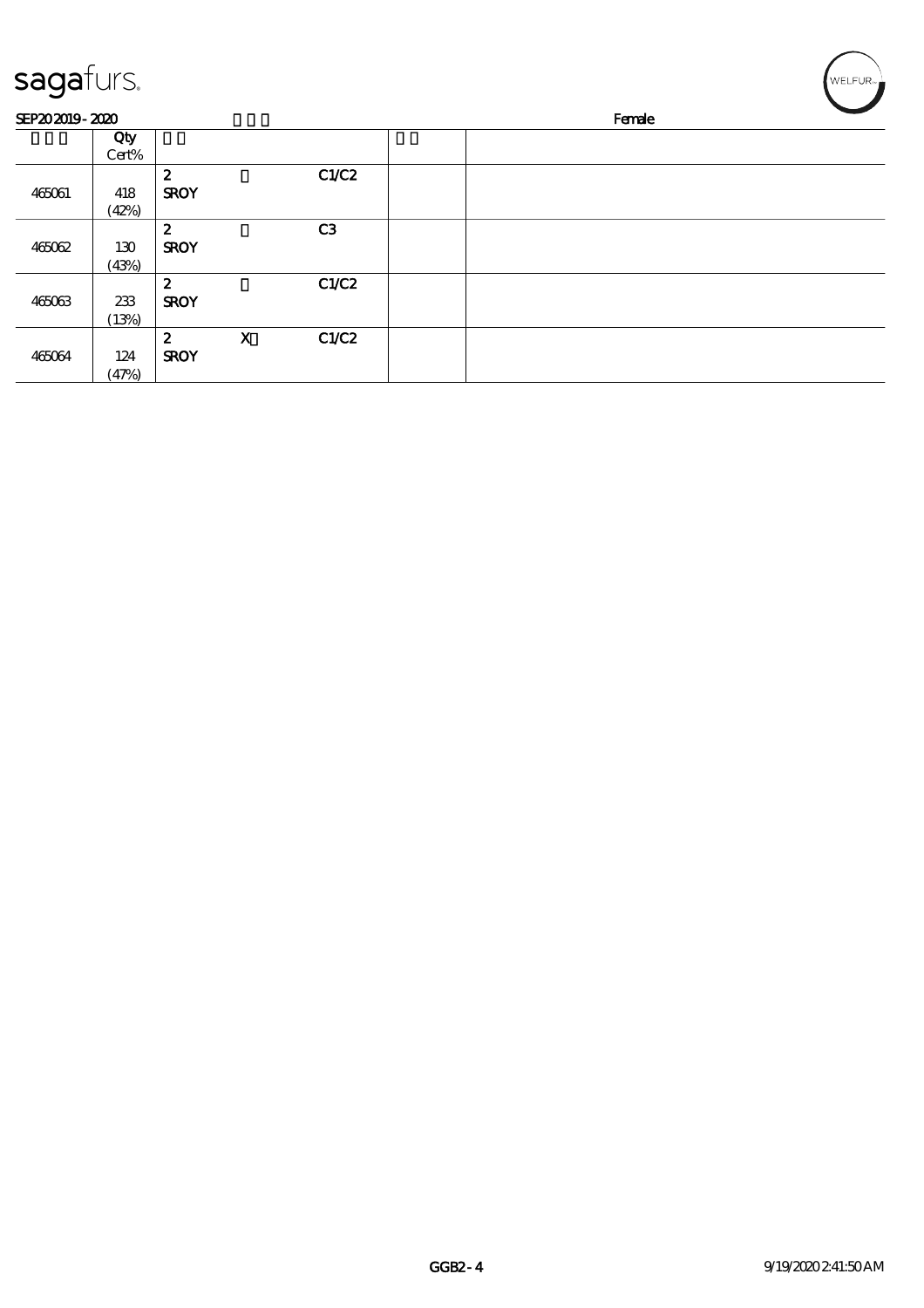| | Qty Cert% | | | | | |
|---|---|---|---|---|---|---|
| 465061 | 418 (42%) | 2 **SROY** | | C1/C2 | | |
| 465062 | 130 (43%) | 2 **SROY** | | C3 | | |
| 465063 | 233 (13%) | 2 **SROY** | | C1/C2 | | |
| 465064 | 124 (47%) | 2 **SROY** | X | C1/C2 | | |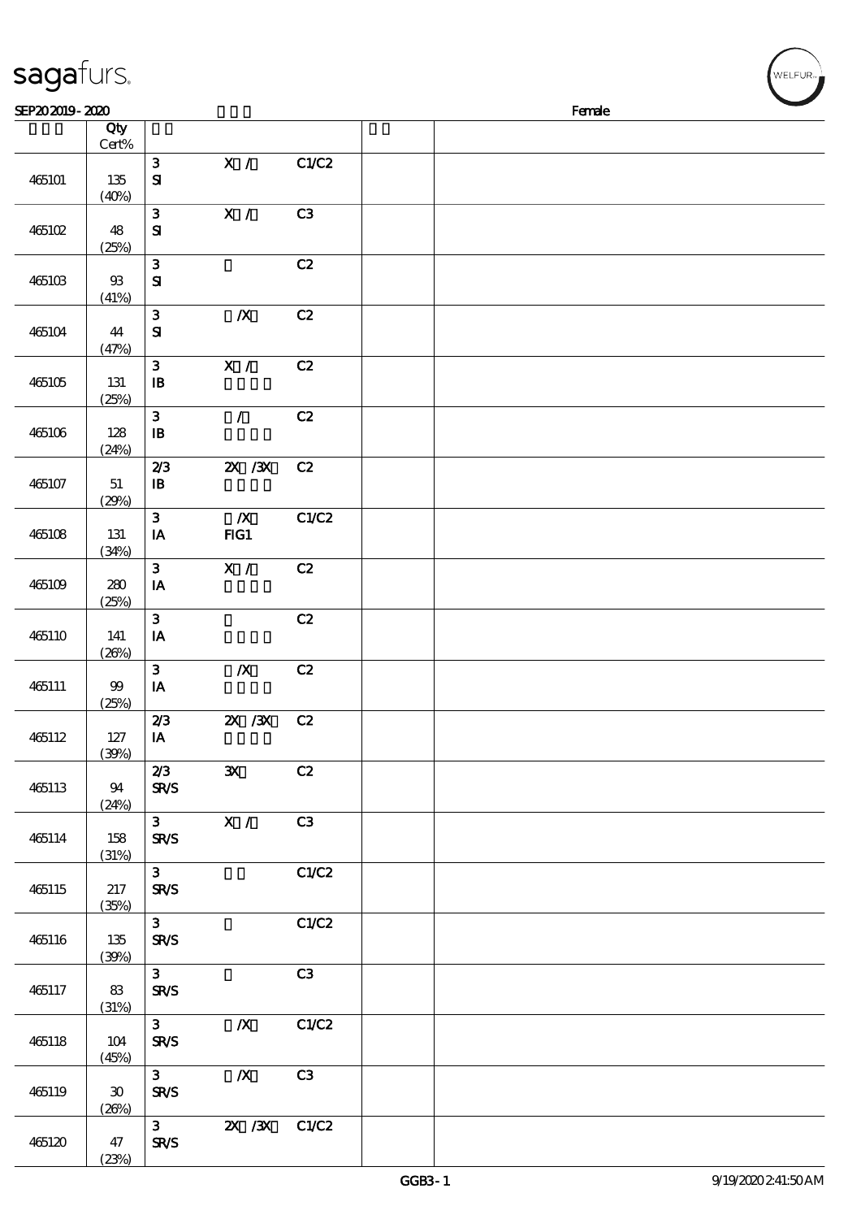| | Qty Cert% | | | | | |
|---|---|---|---|---|---|---|
| 465101 | 135 (40%) | 3 SI | X / | C1/C2 | | |
| 465102 | 48 (25%) | 3 SI | X / | C3 | | |
| 465103 | 93 (41%) | 3 SI | | C2 | | |
| 465104 | 44 (47%) | 3 SI | /X | C2 | | |
| 465105 | 131 (25%) | 3 IB | X / | C2 | | |
| 465106 | 128 (24%) | 3 IB | / | C2 | | |
| 465107 | 51 (29%) | 2/3 IB | 2X /3X | C2 | | |
| 465108 | 131 (34%) | 3 IA | /X FIG1 | C1/C2 | | |
| 465109 | 280 (25%) | 3 IA | X / | C2 | | |
| 465110 | 141 (26%) | 3 IA | | C2 | | |
| 465111 | 99 (25%) | 3 IA | /X | C2 | | |
| 465112 | 127 (39%) | 2/3 IA | 2X /3X | C2 | | |
| 465113 | 94 (24%) | 2/3 SR/S | 3X | C2 | | |
| 465114 | 158 (31%) | 3 SR/S | X / | C3 | | |
| 465115 | 217 (35%) | 3 SR/S | | C1/C2 | | |
| 465116 | 135 (39%) | 3 SR/S | | C1/C2 | | |
| 465117 | 83 (31%) | 3 SR/S | | C3 | | |
| 465118 | 104 (45%) | 3 SR/S | /X | C1/C2 | | |
| 465119 | 30 (26%) | 3 SR/S | /X | C3 | | |
| 465120 | 47 (23%) | 3 SR/S | 2X /3X | C1/C2 | | |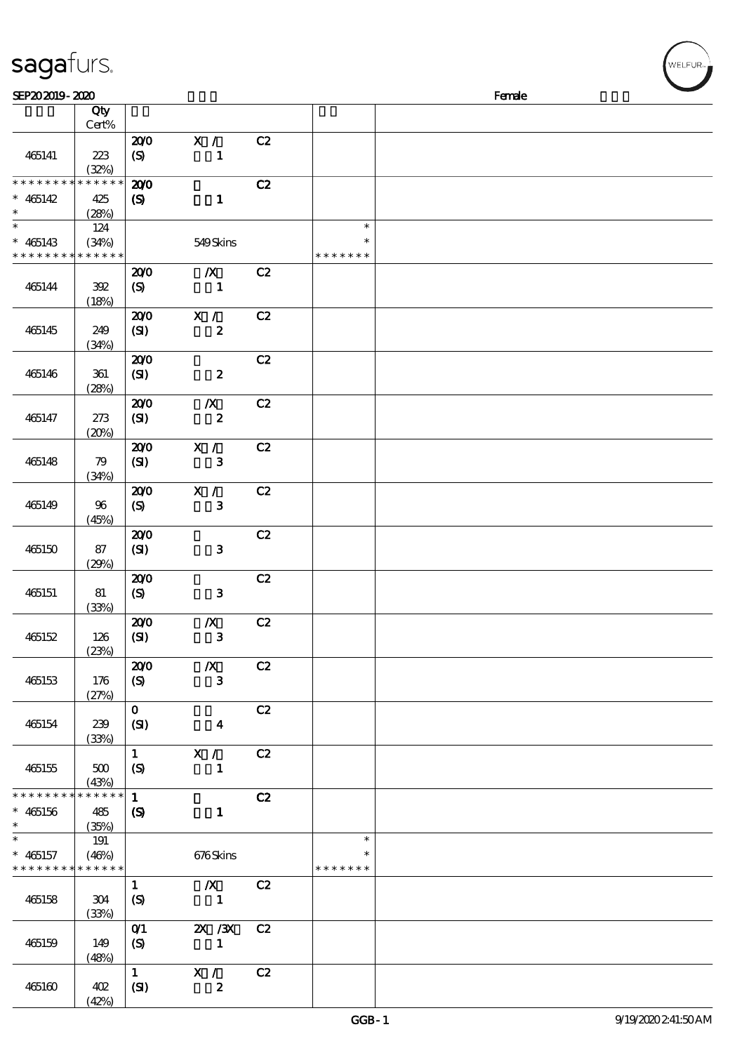SEP20 2019 - 2020 Female

| | Qty Cert% | | | | | |
|---|---|---|---|---|---|---|
| 465141 | 223 (32%) | 20/0 (S) | X / 1 | C2 | | |
| * * * * * * * * * * * * * * 465142 * | 425 (28%) | 20/0 (S) | 1 | C2 | | |
| * * 465143 * * * * * * * * * * * * * | 124 (34%) | | 549 Skins | | * * * * * * * * * | |
| 465144 | 392 (18%) | 20/0 (S) | /X 1 | C2 | | |
| 465145 | 249 (34%) | 20/0 (SI) | X / 2 | C2 | | |
| 465146 | 361 (28%) | 20/0 (SI) | 2 | C2 | | |
| 465147 | 273 (20%) | 20/0 (SI) | /X 2 | C2 | | |
| 465148 | 79 (34%) | 20/0 (SI) | X / 3 | C2 | | |
| 465149 | 96 (45%) | 20/0 (S) | X / 3 | C2 | | |
| 465150 | 87 (29%) | 20/0 (SI) | 3 | C2 | | |
| 465151 | 81 (33%) | 20/0 (S) | 3 | C2 | | |
| 465152 | 126 (23%) | 20/0 (SI) | /X 3 | C2 | | |
| 465153 | 176 (27%) | 20/0 (S) | /X 3 | C2 | | |
| 465154 | 239 (33%) | 0 (SI) | 4 | C2 | | |
| 465155 | 500 (43%) | 1 (S) | X / 1 | C2 | | |
| * * * * * * * * * * * * * * 465156 * | 485 (35%) | 1 (S) | 1 | C2 | | |
| * * 465157 * * * * * * * * * * * * * | 191 (46%) | | 676 Skins | | * * * * * * * * * | |
| 465158 | 304 (33%) | 1 (S) | /X 1 | C2 | | |
| 465159 | 149 (48%) | 0/1 (S) | 2X /3X 1 | C2 | | |
| 465160 | 402 (42%) | 1 (SI) | X / 2 | C2 | | |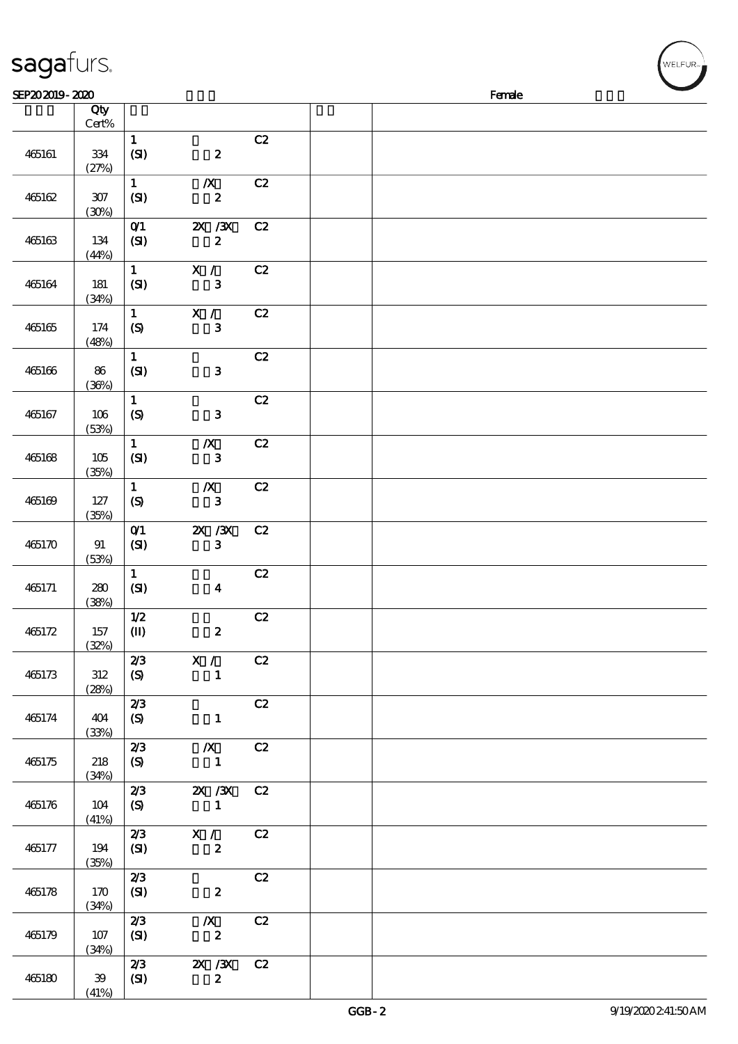| | Qty Cert% | | | | | |
|---|---|---|---|---|---|---|
| 465161 | 334 (27%) | 1 (SI) | 2 | C2 | | |
| 465162 | 307 (30%) | 1 (SI) | /X 2 | C2 | | |
| 465163 | 134 (44%) | 0/1 (SI) | 2X /3X 2 | C2 | | |
| 465164 | 181 (34%) | 1 (SI) | X / 3 | C2 | | |
| 465165 | 174 (48%) | 1 (S) | X / 3 | C2 | | |
| 465166 | 86 (36%) | 1 (SI) | 3 | C2 | | |
| 465167 | 106 (53%) | 1 (S) | 3 | C2 | | |
| 465168 | 105 (35%) | 1 (SI) | /X 3 | C2 | | |
| 465169 | 127 (35%) | 1 (S) | /X 3 | C2 | | |
| 465170 | 91 (53%) | 0/1 (SI) | 2X /3X 3 | C2 | | |
| 465171 | 280 (38%) | 1 (SI) | 4 | C2 | | |
| 465172 | 157 (32%) | 1/2 (II) | 2 | C2 | | |
| 465173 | 312 (28%) | 2/3 (S) | X / 1 | C2 | | |
| 465174 | 404 (33%) | 2/3 (S) | 1 | C2 | | |
| 465175 | 218 (34%) | 2/3 (S) | /X 1 | C2 | | |
| 465176 | 104 (41%) | 2/3 (S) | 2X /3X 1 | C2 | | |
| 465177 | 194 (35%) | 2/3 (SI) | X / 2 | C2 | | |
| 465178 | 170 (34%) | 2/3 (SI) | 2 | C2 | | |
| 465179 | 107 (34%) | 2/3 (SI) | /X 2 | C2 | | |
| 465180 | 39 (41%) | 2/3 (SI) | 2X /3X 2 | C2 | | |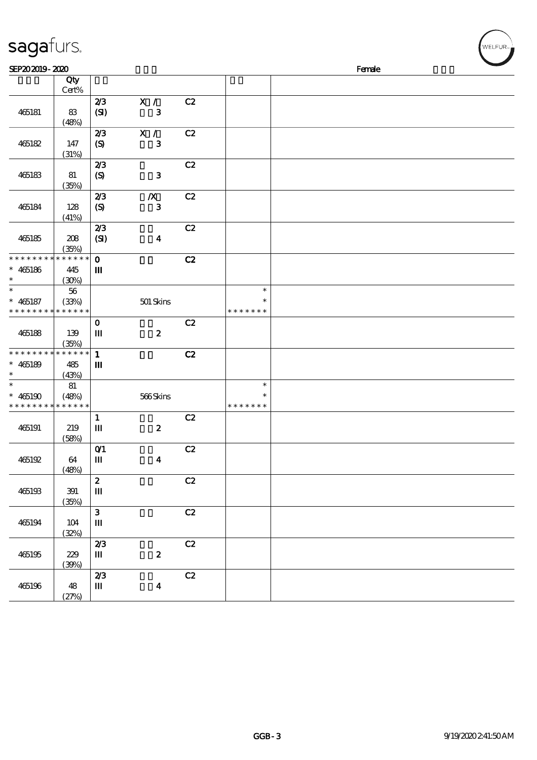SEP20 2019 - 2020 Female

| | Qty Cert% | | | | | |
|---|---|---|---|---|---|---|
| 465181 | 83 (48%) | 2/3 (SI) | X / 3 | C2 | | |
| 465182 | 147 (31%) | 2/3 (S) | X / 3 | C2 | | |
| 465183 | 81 (35%) | 2/3 (S) | 3 | C2 | | |
| 465184 | 128 (41%) | 2/3 (S) | /X 3 | C2 | | |
| 465185 | 208 (35%) | 2/3 (SI) | 4 | C2 | | |
| * * * * * * * * * * * * * * * 465186 * | 445 (30%) | 0 III | | C2 | | |
| * * 465187 * * * * * * * * * * * * * * | 56 (33%) | | 501 Skins | | * * * * * * * * * | |
| 465188 | 139 (35%) | 0 III | 2 | C2 | | |
| * * * * * * * * * * * * * * * 465189 * | 485 (43%) | 1 III | | C2 | | |
| * * 465190 * * * * * * * * * * * * * * | 81 (48%) | | 566 Skins | | * * * * * * * * * | |
| 465191 | 219 (58%) | 1 III | 2 | C2 | | |
| 465192 | 64 (48%) | 0/1 III | 4 | C2 | | |
| 465193 | 391 (35%) | 2 III | | C2 | | |
| 465194 | 104 (32%) | 3 III | | C2 | | |
| 465195 | 229 (39%) | 2/3 III | 2 | C2 | | |
| 465196 | 48 (27%) | 2/3 III | 4 | C2 | | |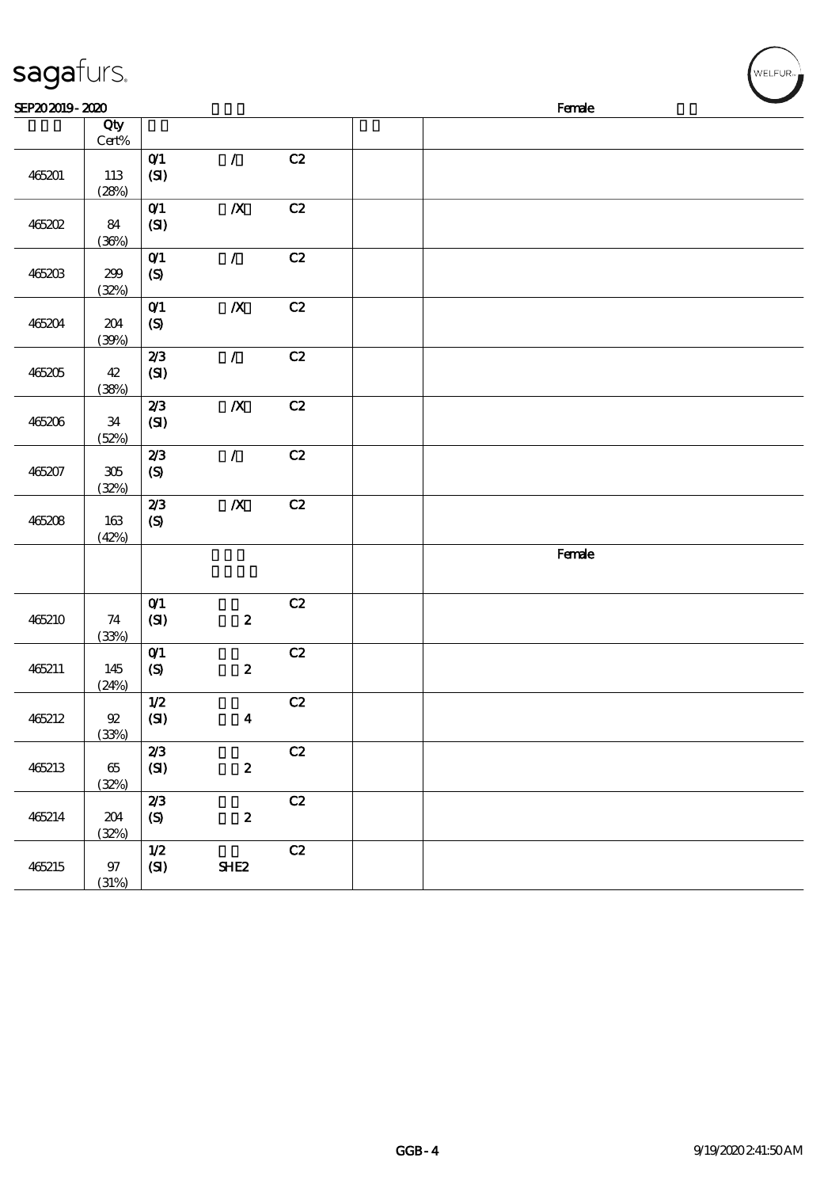sagafurs.

SEP20 2019 - 2020 Female

| | Qty Cert% | | | | | |
|---|---|---|---|---|---|---|
| 465201 | 113 (28%) | 0/1 (SI) | / | C2 | | |
| 465202 | 84 (36%) | 0/1 (SI) | /X | C2 | | |
| 465203 | 299 (32%) | 0/1 (S) | / | C2 | | |
| 465204 | 204 (39%) | 0/1 (S) | /X | C2 | | |
| 465205 | 42 (38%) | 2/3 (SI) | / | C2 | | |
| 465206 | 34 (52%) | 2/3 (SI) | /X | C2 | | |
| 465207 | 305 (32%) | 2/3 (S) | / | C2 | | |
| 465208 | 163 (42%) | 2/3 (S) | /X | C2 | | |
| | | | | | | Female |
| 465210 | 74 (33%) | 0/1 (SI) | 2 | C2 | | |
| 465211 | 145 (24%) | 0/1 (S) | 2 | C2 | | |
| 465212 | 92 (33%) | 1/2 (SI) | 4 | C2 | | |
| 465213 | 65 (32%) | 2/3 (SI) | 2 | C2 | | |
| 465214 | 204 (32%) | 2/3 (S) | 2 | C2 | | |
| 465215 | 97 (31%) | 1/2 (SI) | SHE2 | C2 | | |

GGB - 4 9/19/2020 2:41:50 AM